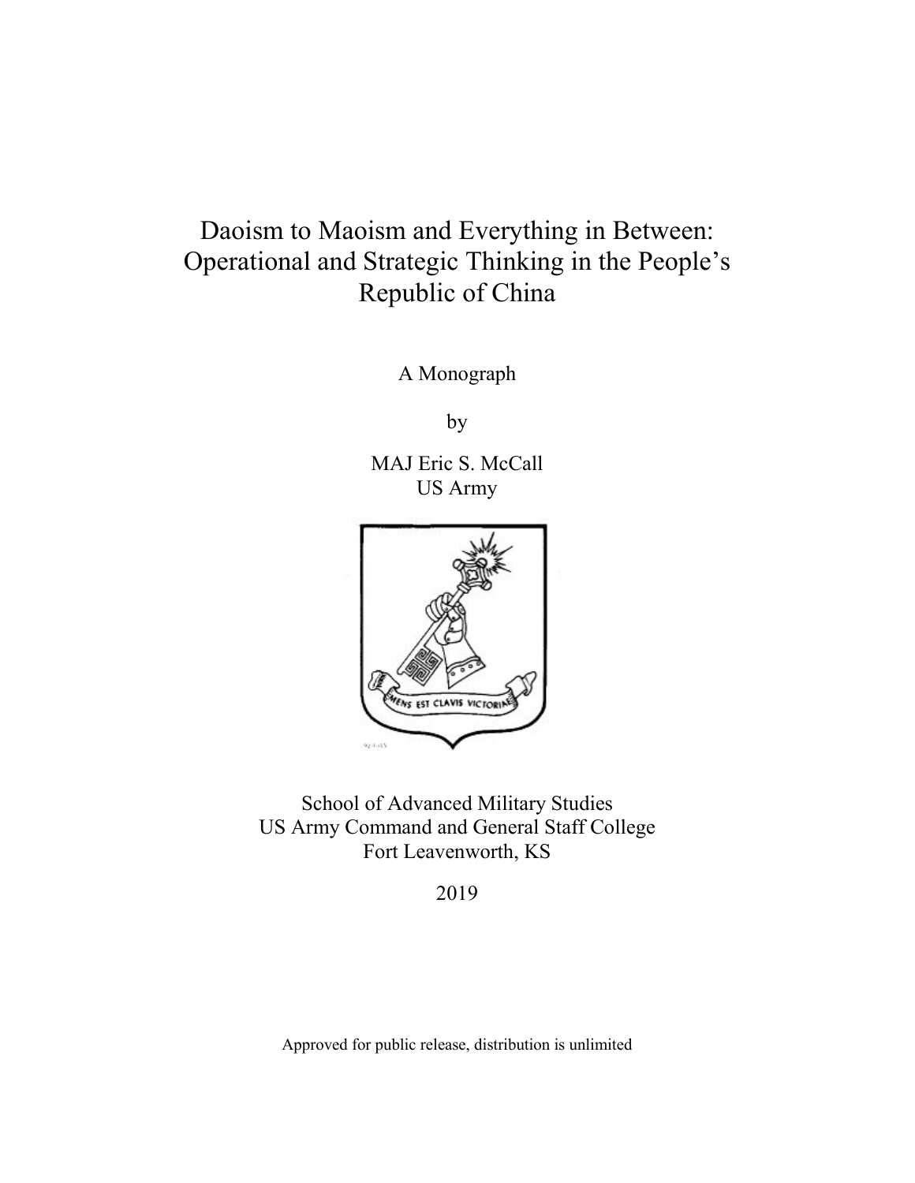# Daoism to Maoism and Everything in Between: Operational and Strategic Thinking in the People's Republic of China

A Monograph

by

MAJ Eric S. McCall
US Army

School of Advanced Military Studies
US Army Command and General Staff College
Fort Leavenworth, KS

2019

Approved for public release, distribution is unlimited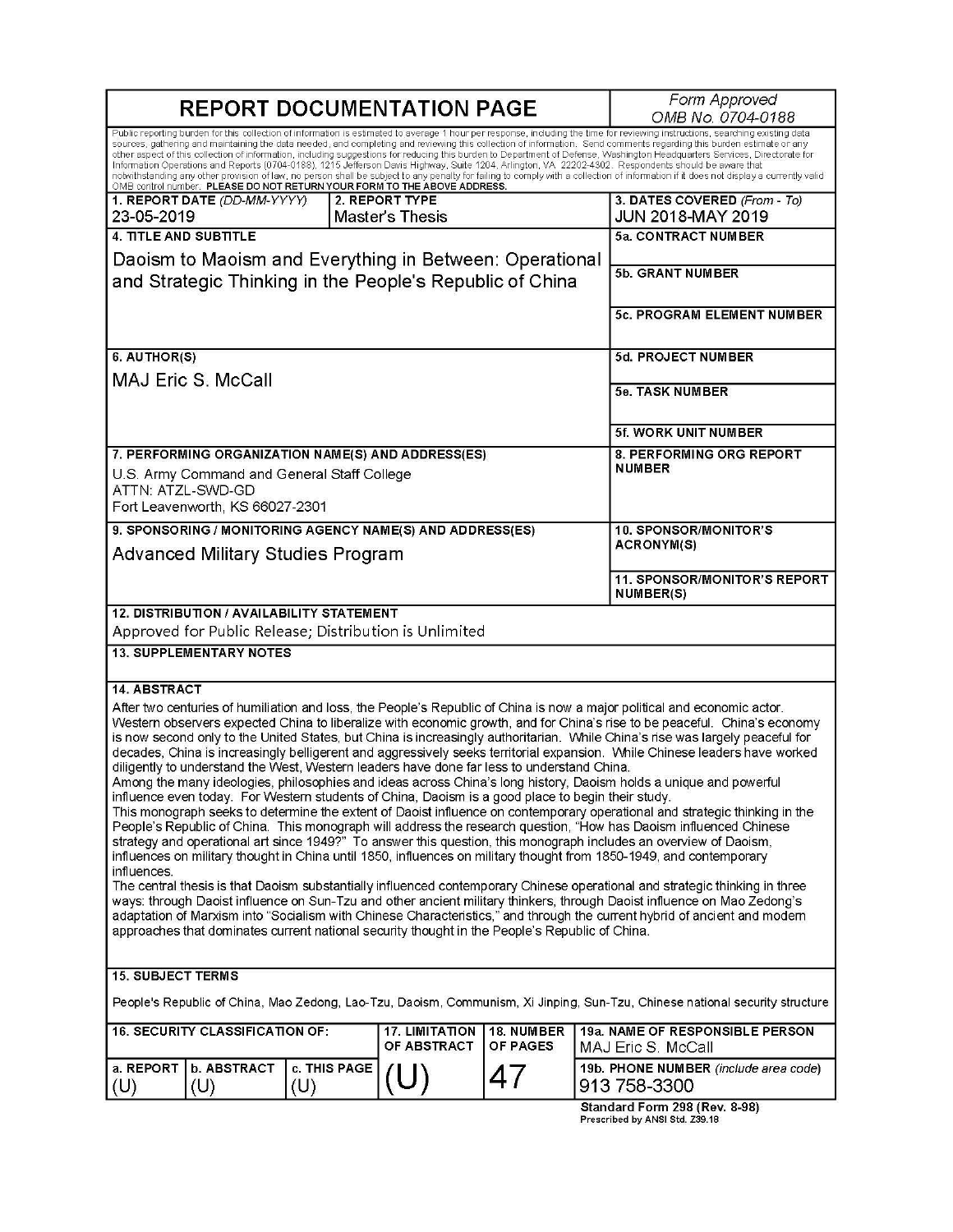# REPORT DOCUMENTATION PAGE

*Form Approved*
*OMB No. 0704-0188*

Public reporting burden for this collection of information is estimated to average 1 hour per response, including the time for reviewing instructions, searching existing data sources, gathering and maintaining the data needed, and completing and reviewing this collection of information. Send comments regarding this burden estimate or any other aspect of this collection of information, including suggestions for reducing this burden to Department of Defense, Washington Headquarters Services, Directorate for Information Operations and Reports (0704-0188), 1215 Jefferson Davis Highway, Suite 1204, Arlington, VA 22202-4302. Respondents should be aware that notwithstanding any other provision of law, no person shall be subject to any penalty for failing to comply with a collection of information if it does not display a currently valid OMB control number. **PLEASE DO NOT RETURN YOUR FORM TO THE ABOVE ADDRESS.**

| 1. REPORT DATE (DD-MM-YYYY) | 2. REPORT TYPE | 3. DATES COVERED (From - To) |
|---|---|---|
| 23-05-2019 | Master's Thesis | JUN 2018-MAY 2019 |

**4. TITLE AND SUBTITLE**
Daoism to Maoism and Everything in Between: Operational and Strategic Thinking in the People's Republic of China

**5a. CONTRACT NUMBER**

**5b. GRANT NUMBER**

**5c. PROGRAM ELEMENT NUMBER**

**6. AUTHOR(S)**
MAJ Eric S. McCall

**5d. PROJECT NUMBER**

**5e. TASK NUMBER**

**5f. WORK UNIT NUMBER**

**7. PERFORMING ORGANIZATION NAME(S) AND ADDRESS(ES)**
U.S. Army Command and General Staff College
ATTN: ATZL-SWD-GD
Fort Leavenworth, KS 66027-2301

**8. PERFORMING ORG REPORT NUMBER**

**9. SPONSORING / MONITORING AGENCY NAME(S) AND ADDRESS(ES)**
Advanced Military Studies Program

**10. SPONSOR/MONITOR'S ACRONYM(S)**

**11. SPONSOR/MONITOR'S REPORT NUMBER(S)**

**12. DISTRIBUTION / AVAILABILITY STATEMENT**
Approved for Public Release; Distribution is Unlimited

**13. SUPPLEMENTARY NOTES**

**14. ABSTRACT**

After two centuries of humiliation and loss, the People's Republic of China is now a major political and economic actor. Western observers expected China to liberalize with economic growth, and for China's rise to be peaceful. China's economy is now second only to the United States, but China is increasingly authoritarian. While China's rise was largely peaceful for decades, China is increasingly belligerent and aggressively seeks territorial expansion. While Chinese leaders have worked diligently to understand the West, Western leaders have done far less to understand China.

Among the many ideologies, philosophies and ideas across China's long history, Daoism holds a unique and powerful influence even today. For Western students of China, Daoism is a good place to begin their study.

This monograph seeks to determine the extent of Daoist influence on contemporary operational and strategic thinking in the People's Republic of China. This monograph will address the research question, "How has Daoism influenced Chinese strategy and operational art since 1949?" To answer this question, this monograph includes an overview of Daoism, influences on military thought in China until 1850, influences on military thought from 1850-1949, and contemporary influences.

The central thesis is that Daoism substantially influenced contemporary Chinese operational and strategic thinking in three ways: through Daoist influence on Sun-Tzu and other ancient military thinkers, through Daoist influence on Mao Zedong's adaptation of Marxism into "Socialism with Chinese Characteristics," and through the current hybrid of ancient and modern approaches that dominates current national security thought in the People's Republic of China.

**15. SUBJECT TERMS**

People's Republic of China, Mao Zedong, Lao-Tzu, Daoism, Communism, Xi Jinping, Sun-Tzu, Chinese national security structure

| 16. SECURITY CLASSIFICATION OF: | | | 17. LIMITATION OF ABSTRACT | 18. NUMBER OF PAGES | 19a. NAME OF RESPONSIBLE PERSON |
|---|---|---|---|---|---|
| a. REPORT | b. ABSTRACT | c. THIS PAGE | | | MAJ Eric S. McCall |
| (U) | (U) | (U) | (U) | 47 | 19b. PHONE NUMBER (include area code) 913 758-3300 |

**Standard Form 298 (Rev. 8-98)**
Prescribed by ANSI Std. Z39.18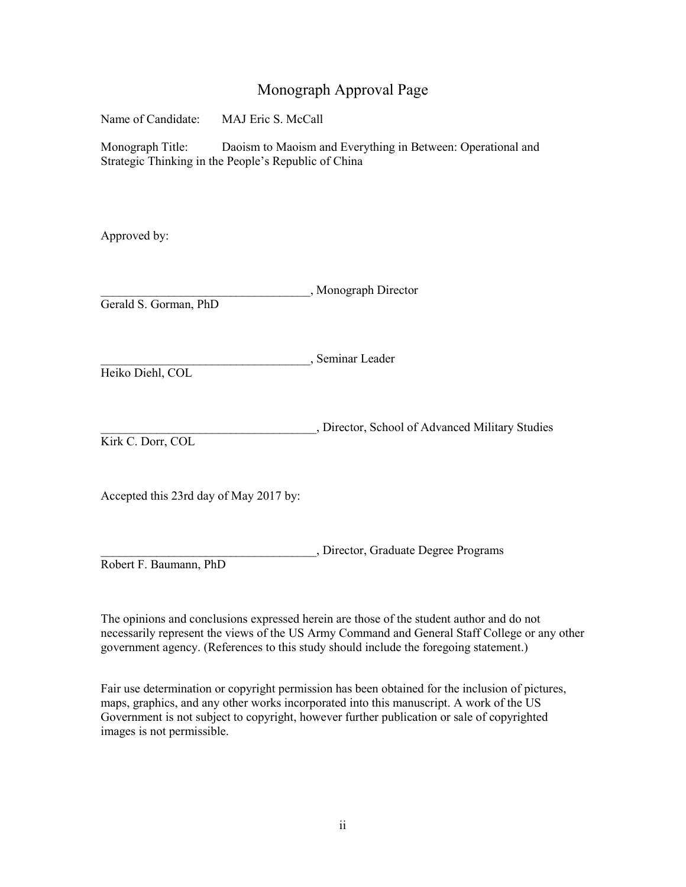# Monograph Approval Page

Name of Candidate: MAJ Eric S. McCall

Monograph Title: Daoism to Maoism and Everything in Between: Operational and Strategic Thinking in the People's Republic of China

Approved by:

__________________________________, Monograph Director
Gerald S. Gorman, PhD

__________________________________, Seminar Leader
Heiko Diehl, COL

___________________________________, Director, School of Advanced Military Studies
Kirk C. Dorr, COL

Accepted this 23rd day of May 2017 by:

___________________________________, Director, Graduate Degree Programs
Robert F. Baumann, PhD

The opinions and conclusions expressed herein are those of the student author and do not necessarily represent the views of the US Army Command and General Staff College or any other government agency. (References to this study should include the foregoing statement.)

Fair use determination or copyright permission has been obtained for the inclusion of pictures, maps, graphics, and any other works incorporated into this manuscript. A work of the US Government is not subject to copyright, however further publication or sale of copyrighted images is not permissible.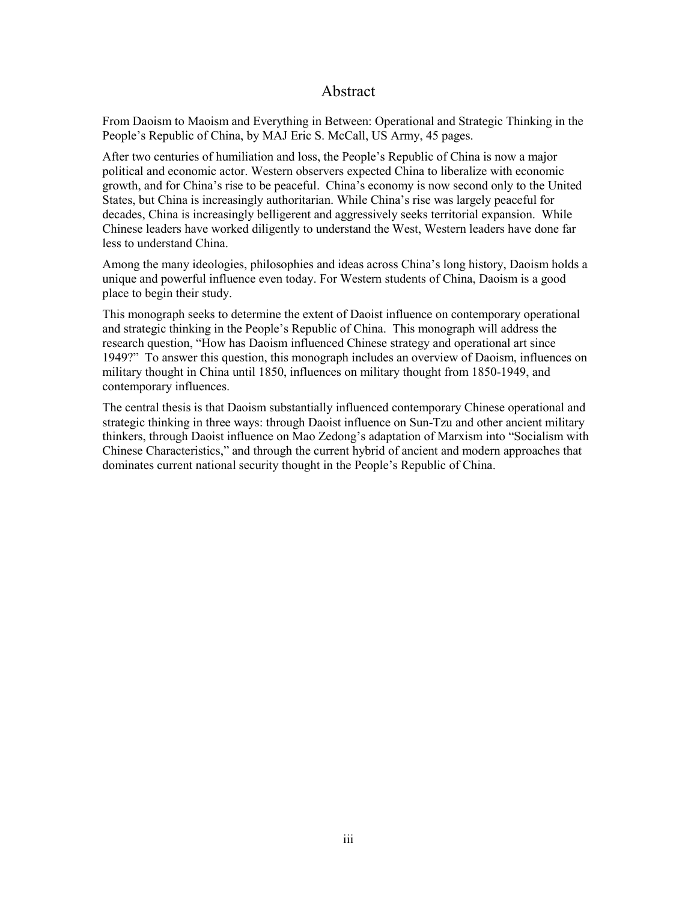# Abstract

From Daoism to Maoism and Everything in Between: Operational and Strategic Thinking in the People's Republic of China, by MAJ Eric S. McCall, US Army, 45 pages.

After two centuries of humiliation and loss, the People's Republic of China is now a major political and economic actor. Western observers expected China to liberalize with economic growth, and for China's rise to be peaceful. China's economy is now second only to the United States, but China is increasingly authoritarian. While China's rise was largely peaceful for decades, China is increasingly belligerent and aggressively seeks territorial expansion. While Chinese leaders have worked diligently to understand the West, Western leaders have done far less to understand China.

Among the many ideologies, philosophies and ideas across China's long history, Daoism holds a unique and powerful influence even today. For Western students of China, Daoism is a good place to begin their study.

This monograph seeks to determine the extent of Daoist influence on contemporary operational and strategic thinking in the People's Republic of China. This monograph will address the research question, "How has Daoism influenced Chinese strategy and operational art since 1949?" To answer this question, this monograph includes an overview of Daoism, influences on military thought in China until 1850, influences on military thought from 1850-1949, and contemporary influences.

The central thesis is that Daoism substantially influenced contemporary Chinese operational and strategic thinking in three ways: through Daoist influence on Sun-Tzu and other ancient military thinkers, through Daoist influence on Mao Zedong's adaptation of Marxism into "Socialism with Chinese Characteristics," and through the current hybrid of ancient and modern approaches that dominates current national security thought in the People's Republic of China.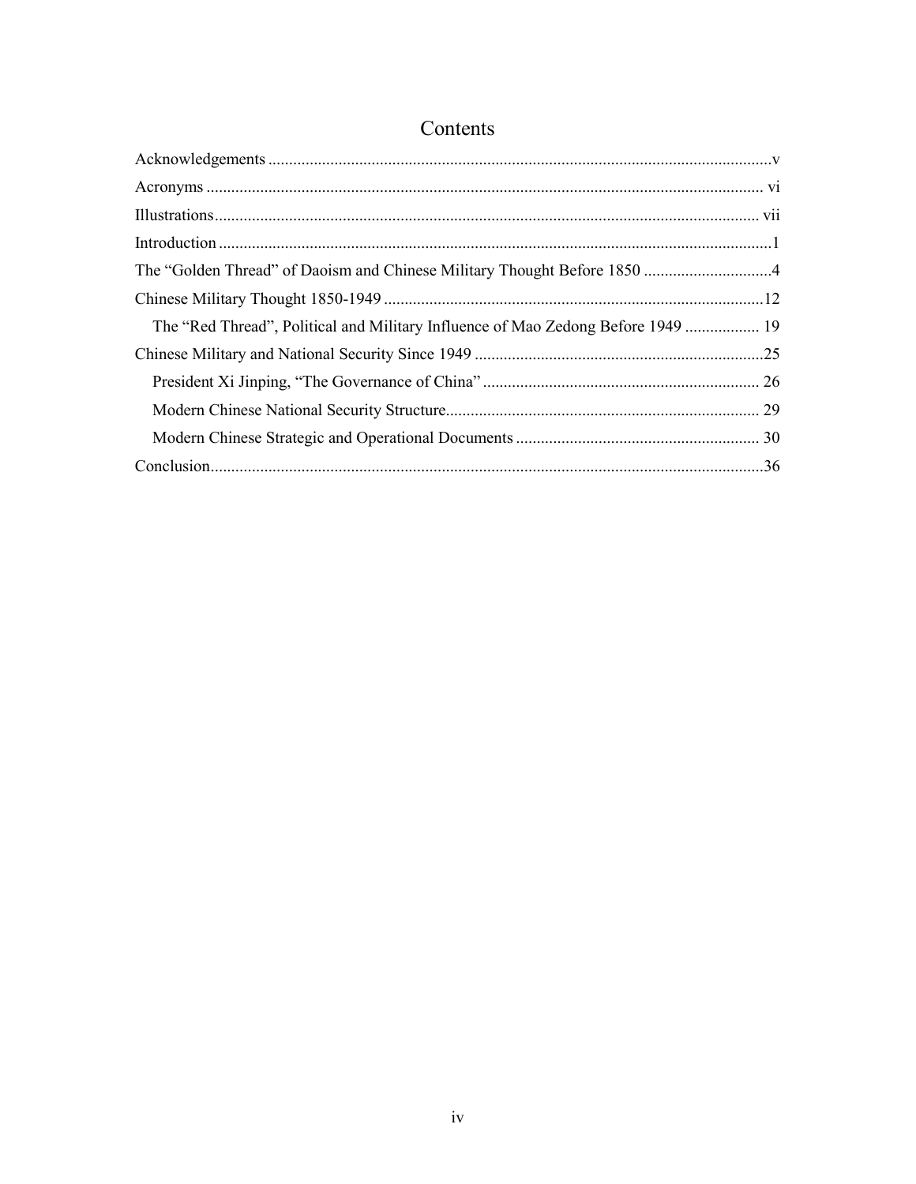# Contents

Acknowledgements .....v

Acronyms ..... vi

Illustrations ..... vii

Introduction .....1

The "Golden Thread" of Daoism and Chinese Military Thought Before 1850 .....4

Chinese Military Thought 1850-1949 .....12

  The "Red Thread", Political and Military Influence of Mao Zedong Before 1949 ..... 19

Chinese Military and National Security Since 1949 .....25

  President Xi Jinping, "The Governance of China" ..... 26

  Modern Chinese National Security Structure..... 29

  Modern Chinese Strategic and Operational Documents ..... 30

Conclusion.....36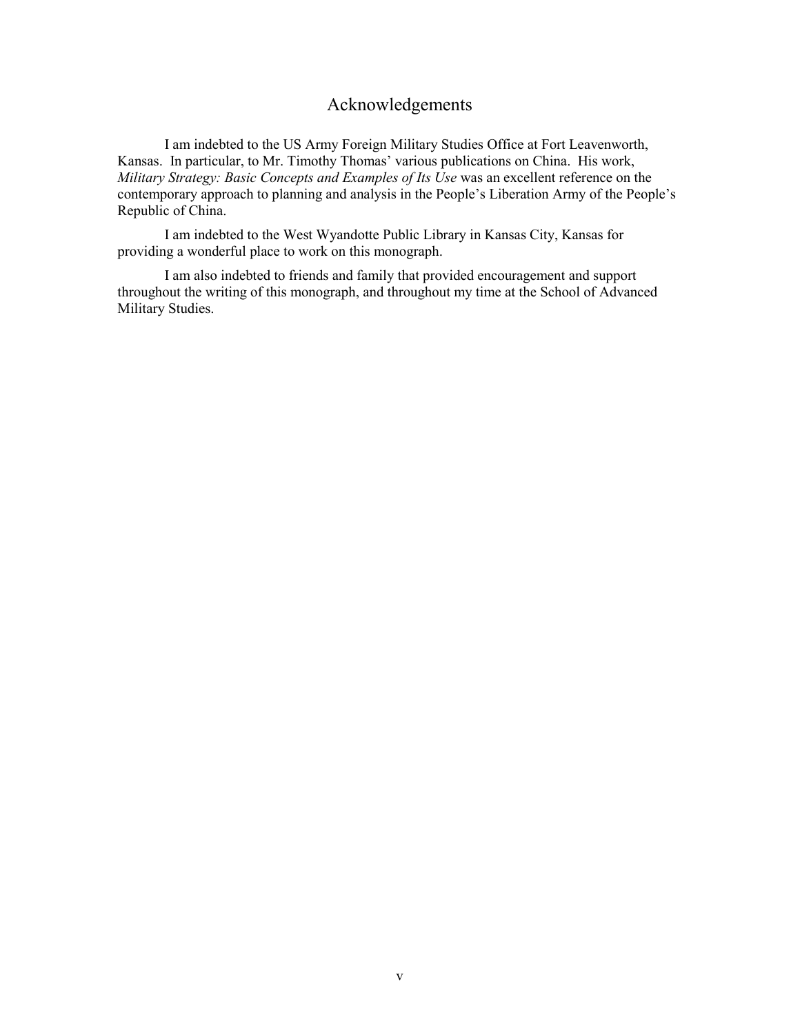# Acknowledgements

I am indebted to the US Army Foreign Military Studies Office at Fort Leavenworth, Kansas. In particular, to Mr. Timothy Thomas' various publications on China. His work, *Military Strategy: Basic Concepts and Examples of Its Use* was an excellent reference on the contemporary approach to planning and analysis in the People's Liberation Army of the People's Republic of China.

I am indebted to the West Wyandotte Public Library in Kansas City, Kansas for providing a wonderful place to work on this monograph.

I am also indebted to friends and family that provided encouragement and support throughout the writing of this monograph, and throughout my time at the School of Advanced Military Studies.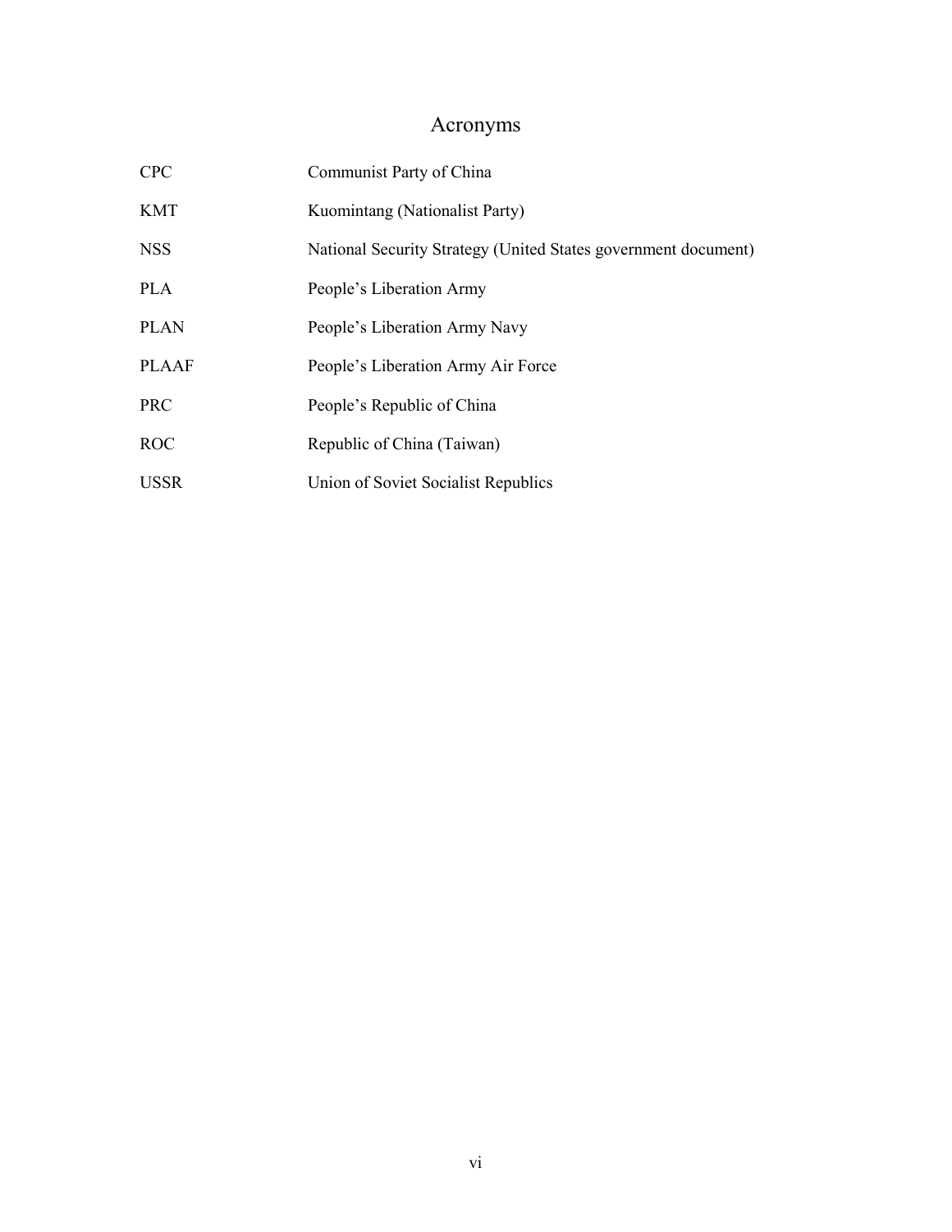# Acronyms

| | |
|---|---|
| CPC | Communist Party of China |
| KMT | Kuomintang (Nationalist Party) |
| NSS | National Security Strategy (United States government document) |
| PLA | People's Liberation Army |
| PLAN | People's Liberation Army Navy |
| PLAAF | People's Liberation Army Air Force |
| PRC | People's Republic of China |
| ROC | Republic of China (Taiwan) |
| USSR | Union of Soviet Socialist Republics |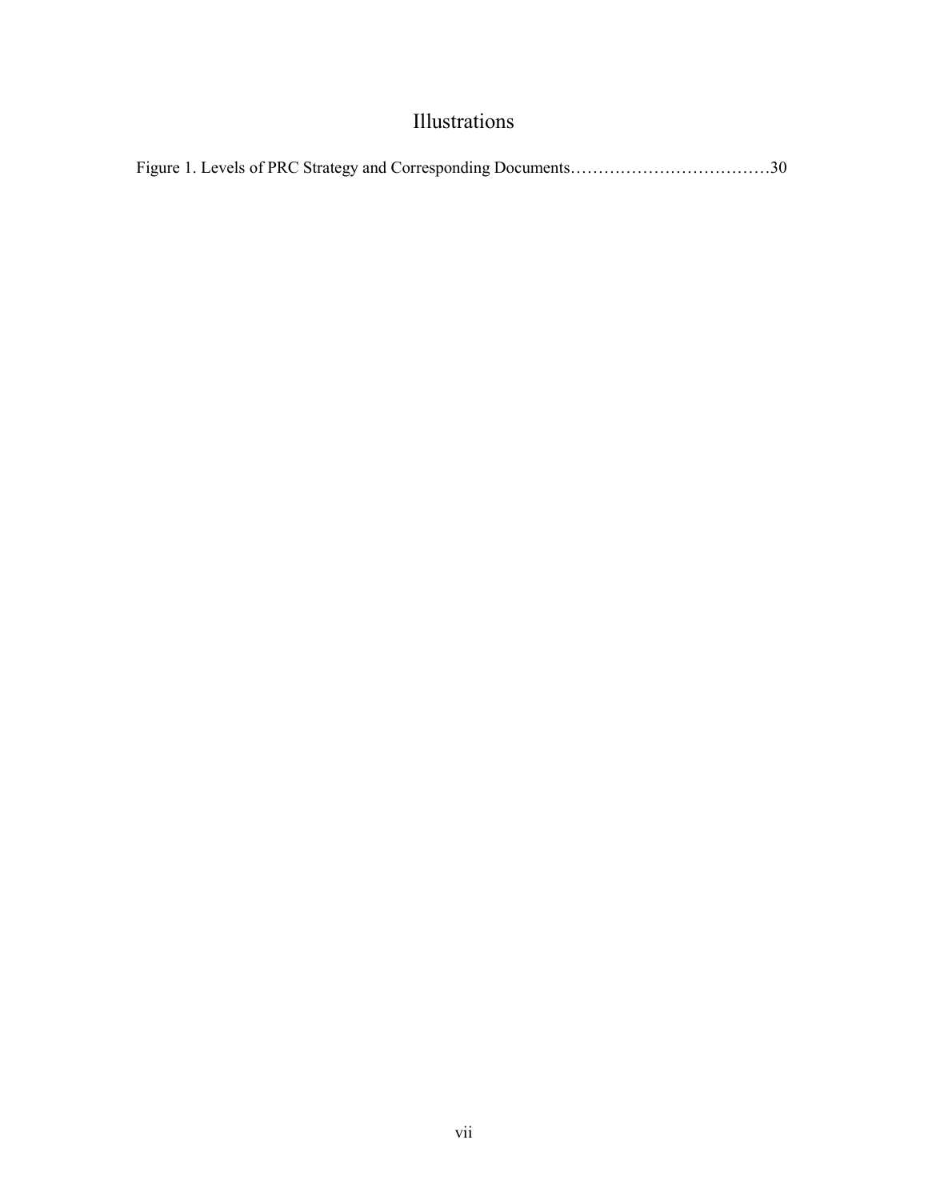# Illustrations

Figure 1. Levels of PRC Strategy and Corresponding Documents……………………………30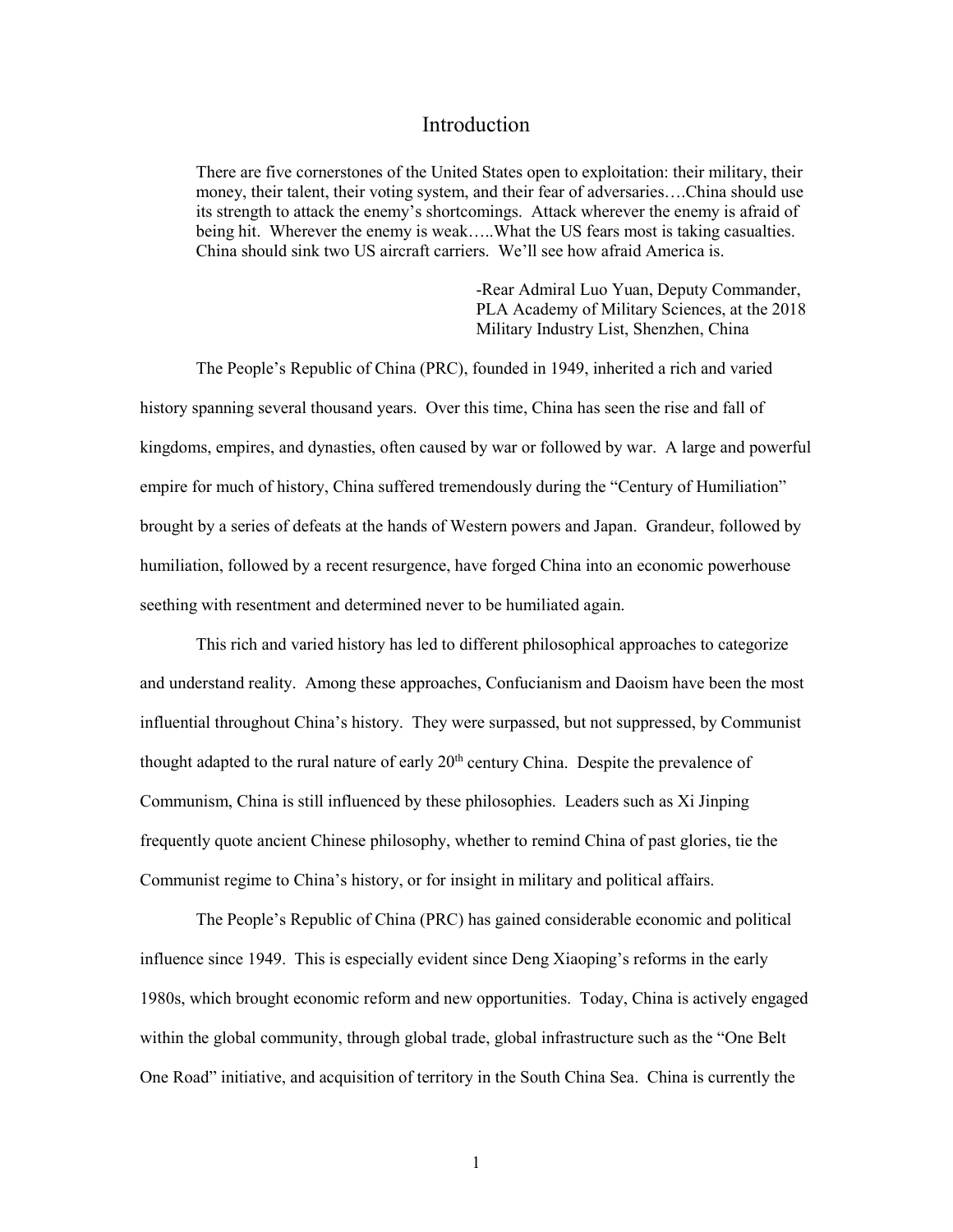# Introduction

> There are five cornerstones of the United States open to exploitation: their military, their money, their talent, their voting system, and their fear of adversaries….China should use its strength to attack the enemy's shortcomings. Attack wherever the enemy is afraid of being hit. Wherever the enemy is weak…..What the US fears most is taking casualties. China should sink two US aircraft carriers. We'll see how afraid America is.
>
> -Rear Admiral Luo Yuan, Deputy Commander, PLA Academy of Military Sciences, at the 2018 Military Industry List, Shenzhen, China

The People's Republic of China (PRC), founded in 1949, inherited a rich and varied history spanning several thousand years. Over this time, China has seen the rise and fall of kingdoms, empires, and dynasties, often caused by war or followed by war. A large and powerful empire for much of history, China suffered tremendously during the "Century of Humiliation" brought by a series of defeats at the hands of Western powers and Japan. Grandeur, followed by humiliation, followed by a recent resurgence, have forged China into an economic powerhouse seething with resentment and determined never to be humiliated again.

This rich and varied history has led to different philosophical approaches to categorize and understand reality. Among these approaches, Confucianism and Daoism have been the most influential throughout China's history. They were surpassed, but not suppressed, by Communist thought adapted to the rural nature of early 20th century China. Despite the prevalence of Communism, China is still influenced by these philosophies. Leaders such as Xi Jinping frequently quote ancient Chinese philosophy, whether to remind China of past glories, tie the Communist regime to China's history, or for insight in military and political affairs.

The People's Republic of China (PRC) has gained considerable economic and political influence since 1949. This is especially evident since Deng Xiaoping's reforms in the early 1980s, which brought economic reform and new opportunities. Today, China is actively engaged within the global community, through global trade, global infrastructure such as the "One Belt One Road" initiative, and acquisition of territory in the South China Sea. China is currently the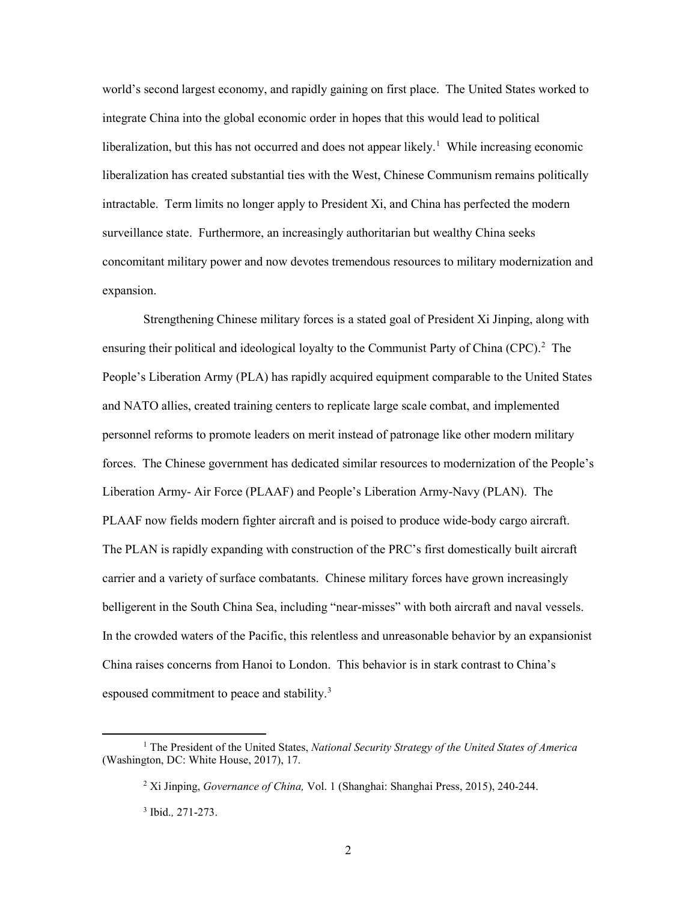world's second largest economy, and rapidly gaining on first place. The United States worked to integrate China into the global economic order in hopes that this would lead to political liberalization, but this has not occurred and does not appear likely.[1] While increasing economic liberalization has created substantial ties with the West, Chinese Communism remains politically intractable. Term limits no longer apply to President Xi, and China has perfected the modern surveillance state. Furthermore, an increasingly authoritarian but wealthy China seeks concomitant military power and now devotes tremendous resources to military modernization and expansion.

Strengthening Chinese military forces is a stated goal of President Xi Jinping, along with ensuring their political and ideological loyalty to the Communist Party of China (CPC).[2] The People's Liberation Army (PLA) has rapidly acquired equipment comparable to the United States and NATO allies, created training centers to replicate large scale combat, and implemented personnel reforms to promote leaders on merit instead of patronage like other modern military forces. The Chinese government has dedicated similar resources to modernization of the People's Liberation Army- Air Force (PLAAF) and People's Liberation Army-Navy (PLAN). The PLAAF now fields modern fighter aircraft and is poised to produce wide-body cargo aircraft. The PLAN is rapidly expanding with construction of the PRC's first domestically built aircraft carrier and a variety of surface combatants. Chinese military forces have grown increasingly belligerent in the South China Sea, including "near-misses" with both aircraft and naval vessels. In the crowded waters of the Pacific, this relentless and unreasonable behavior by an expansionist China raises concerns from Hanoi to London. This behavior is in stark contrast to China's espoused commitment to peace and stability.[3]

---

[1] The President of the United States, *National Security Strategy of the United States of America* (Washington, DC: White House, 2017), 17.

[2] Xi Jinping, *Governance of China,* Vol. 1 (Shanghai: Shanghai Press, 2015), 240-244.

[3] Ibid.*,* 271-273.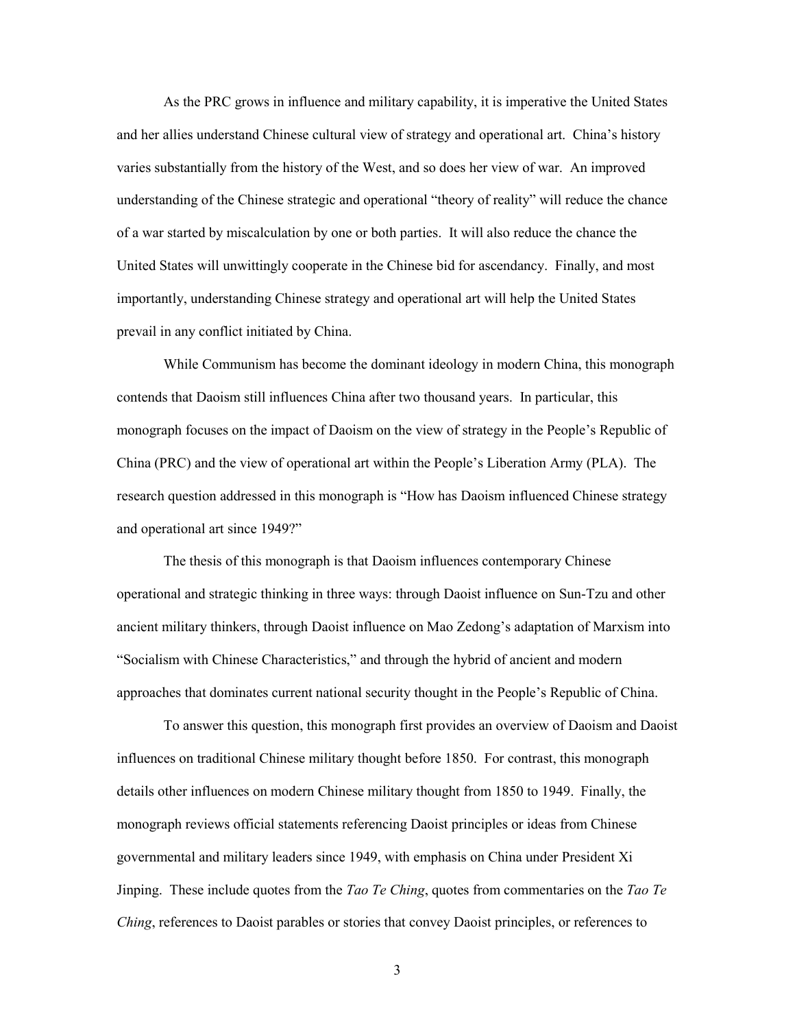As the PRC grows in influence and military capability, it is imperative the United States and her allies understand Chinese cultural view of strategy and operational art. China's history varies substantially from the history of the West, and so does her view of war. An improved understanding of the Chinese strategic and operational "theory of reality" will reduce the chance of a war started by miscalculation by one or both parties. It will also reduce the chance the United States will unwittingly cooperate in the Chinese bid for ascendancy. Finally, and most importantly, understanding Chinese strategy and operational art will help the United States prevail in any conflict initiated by China.

While Communism has become the dominant ideology in modern China, this monograph contends that Daoism still influences China after two thousand years. In particular, this monograph focuses on the impact of Daoism on the view of strategy in the People's Republic of China (PRC) and the view of operational art within the People's Liberation Army (PLA). The research question addressed in this monograph is "How has Daoism influenced Chinese strategy and operational art since 1949?"

The thesis of this monograph is that Daoism influences contemporary Chinese operational and strategic thinking in three ways: through Daoist influence on Sun-Tzu and other ancient military thinkers, through Daoist influence on Mao Zedong's adaptation of Marxism into "Socialism with Chinese Characteristics," and through the hybrid of ancient and modern approaches that dominates current national security thought in the People's Republic of China.

To answer this question, this monograph first provides an overview of Daoism and Daoist influences on traditional Chinese military thought before 1850. For contrast, this monograph details other influences on modern Chinese military thought from 1850 to 1949. Finally, the monograph reviews official statements referencing Daoist principles or ideas from Chinese governmental and military leaders since 1949, with emphasis on China under President Xi Jinping. These include quotes from the *Tao Te Ching*, quotes from commentaries on the *Tao Te Ching*, references to Daoist parables or stories that convey Daoist principles, or references to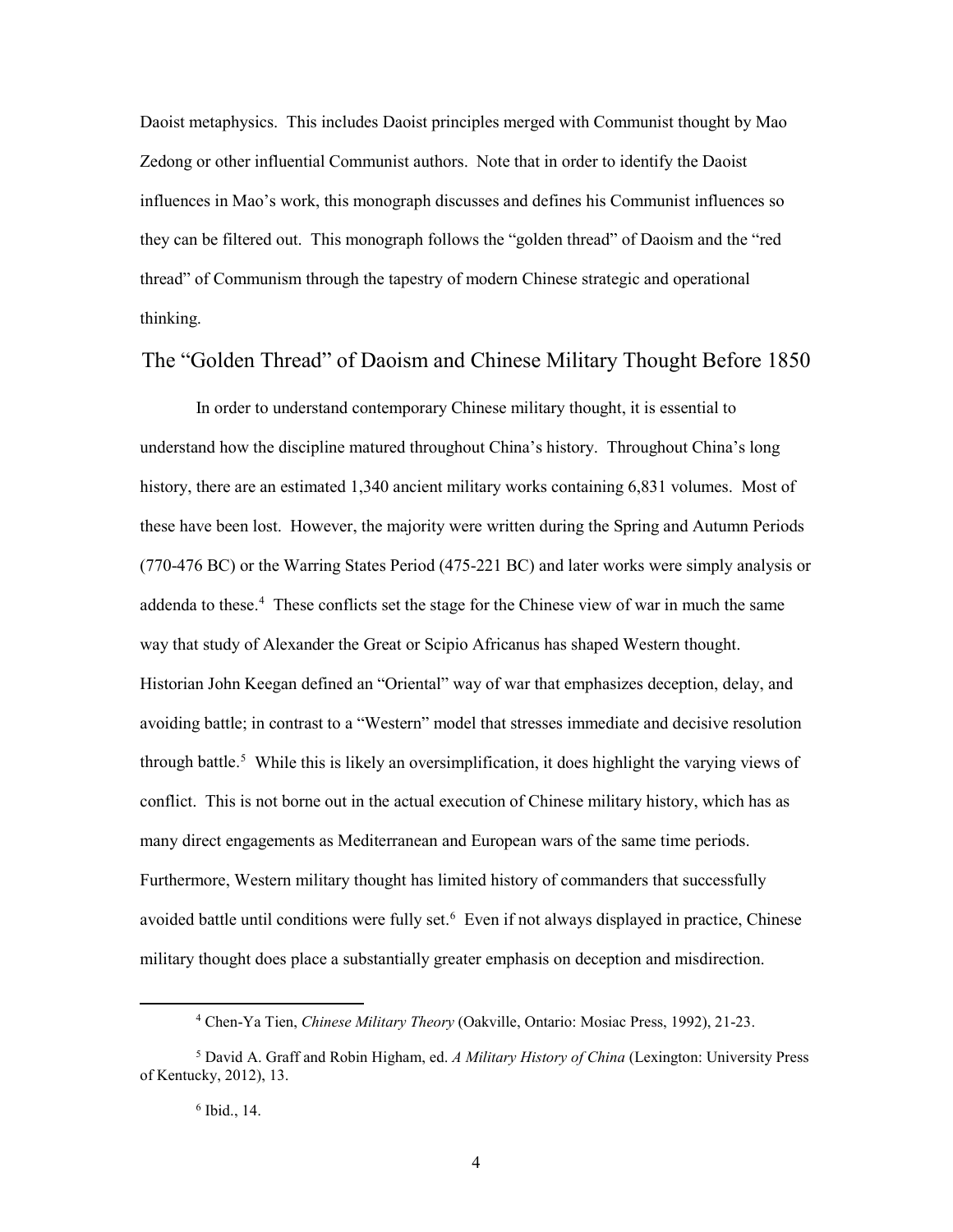Daoist metaphysics. This includes Daoist principles merged with Communist thought by Mao Zedong or other influential Communist authors. Note that in order to identify the Daoist influences in Mao's work, this monograph discusses and defines his Communist influences so they can be filtered out. This monograph follows the "golden thread" of Daoism and the "red thread" of Communism through the tapestry of modern Chinese strategic and operational thinking.

## The "Golden Thread" of Daoism and Chinese Military Thought Before 1850

In order to understand contemporary Chinese military thought, it is essential to understand how the discipline matured throughout China's history. Throughout China's long history, there are an estimated 1,340 ancient military works containing 6,831 volumes. Most of these have been lost. However, the majority were written during the Spring and Autumn Periods (770-476 BC) or the Warring States Period (475-221 BC) and later works were simply analysis or addenda to these.[4] These conflicts set the stage for the Chinese view of war in much the same way that study of Alexander the Great or Scipio Africanus has shaped Western thought. Historian John Keegan defined an "Oriental" way of war that emphasizes deception, delay, and avoiding battle; in contrast to a "Western" model that stresses immediate and decisive resolution through battle.[5] While this is likely an oversimplification, it does highlight the varying views of conflict. This is not borne out in the actual execution of Chinese military history, which has as many direct engagements as Mediterranean and European wars of the same time periods. Furthermore, Western military thought has limited history of commanders that successfully avoided battle until conditions were fully set.[6] Even if not always displayed in practice, Chinese military thought does place a substantially greater emphasis on deception and misdirection.

---

[4] Chen-Ya Tien, *Chinese Military Theory* (Oakville, Ontario: Mosiac Press, 1992), 21-23.

[5] David A. Graff and Robin Higham, ed. *A Military History of China* (Lexington: University Press of Kentucky, 2012), 13.

[6] Ibid., 14.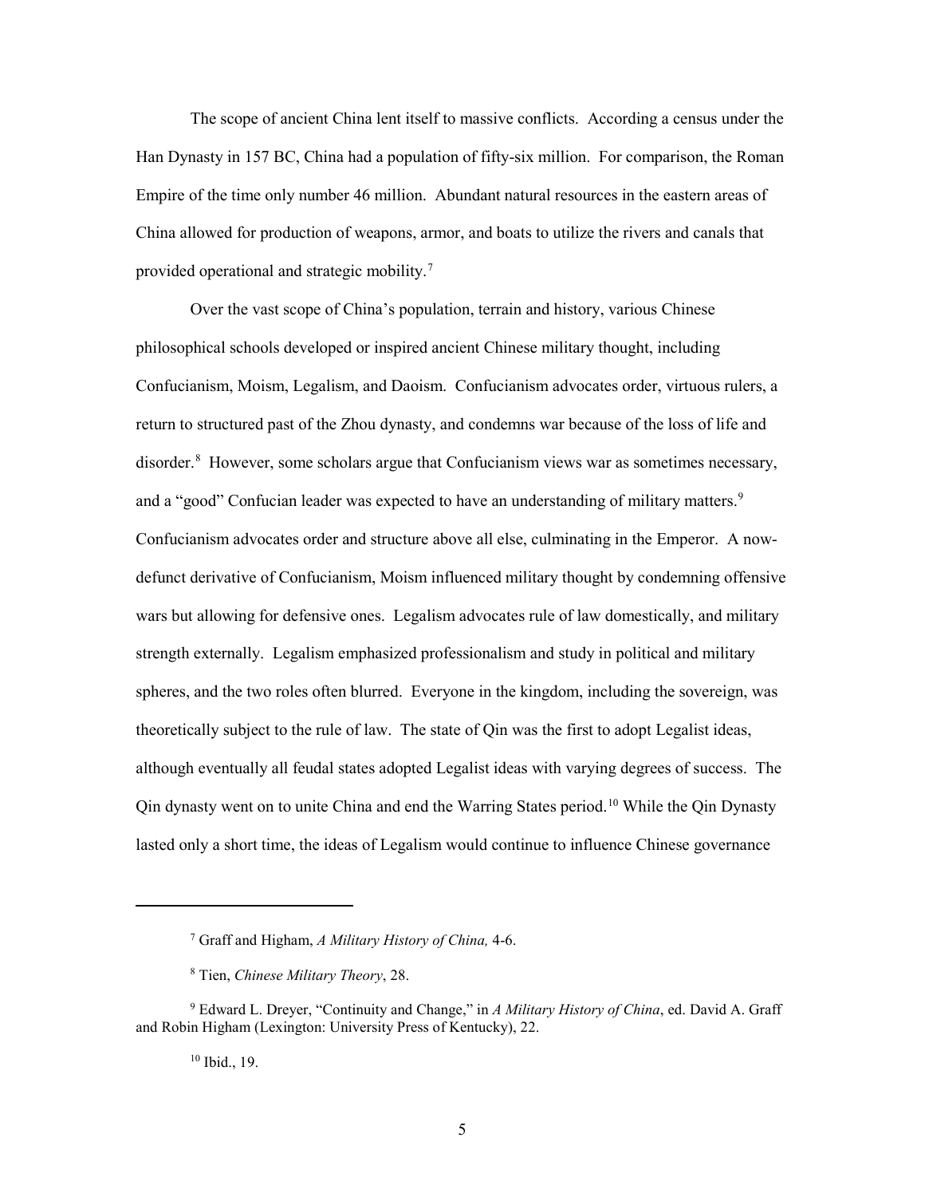The scope of ancient China lent itself to massive conflicts. According a census under the Han Dynasty in 157 BC, China had a population of fifty-six million. For comparison, the Roman Empire of the time only number 46 million. Abundant natural resources in the eastern areas of China allowed for production of weapons, armor, and boats to utilize the rivers and canals that provided operational and strategic mobility.[7]

Over the vast scope of China's population, terrain and history, various Chinese philosophical schools developed or inspired ancient Chinese military thought, including Confucianism, Moism, Legalism, and Daoism. Confucianism advocates order, virtuous rulers, a return to structured past of the Zhou dynasty, and condemns war because of the loss of life and disorder.[8] However, some scholars argue that Confucianism views war as sometimes necessary, and a "good" Confucian leader was expected to have an understanding of military matters.[9] Confucianism advocates order and structure above all else, culminating in the Emperor. A now-defunct derivative of Confucianism, Moism influenced military thought by condemning offensive wars but allowing for defensive ones. Legalism advocates rule of law domestically, and military strength externally. Legalism emphasized professionalism and study in political and military spheres, and the two roles often blurred. Everyone in the kingdom, including the sovereign, was theoretically subject to the rule of law. The state of Qin was the first to adopt Legalist ideas, although eventually all feudal states adopted Legalist ideas with varying degrees of success. The Qin dynasty went on to unite China and end the Warring States period.[10] While the Qin Dynasty lasted only a short time, the ideas of Legalism would continue to influence Chinese governance

---

[7] Graff and Higham, *A Military History of China,* 4-6.

[8] Tien, *Chinese Military Theory*, 28.

[9] Edward L. Dreyer, "Continuity and Change," in *A Military History of China*, ed. David A. Graff and Robin Higham (Lexington: University Press of Kentucky), 22.

[10] Ibid., 19.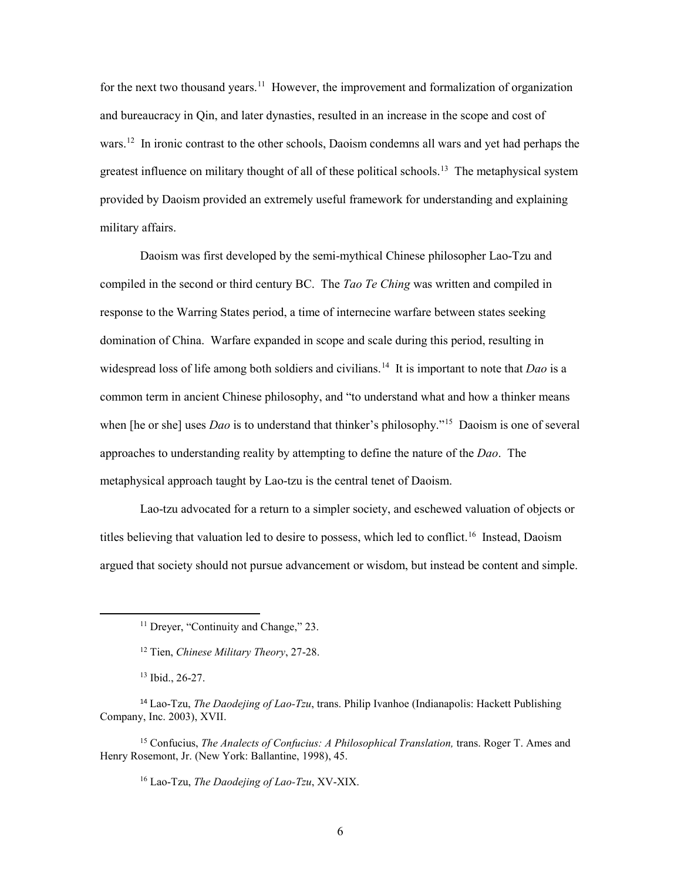for the next two thousand years.[11] However, the improvement and formalization of organization and bureaucracy in Qin, and later dynasties, resulted in an increase in the scope and cost of wars.[12] In ironic contrast to the other schools, Daoism condemns all wars and yet had perhaps the greatest influence on military thought of all of these political schools.[13] The metaphysical system provided by Daoism provided an extremely useful framework for understanding and explaining military affairs.

Daoism was first developed by the semi-mythical Chinese philosopher Lao-Tzu and compiled in the second or third century BC. The *Tao Te Ching* was written and compiled in response to the Warring States period, a time of internecine warfare between states seeking domination of China. Warfare expanded in scope and scale during this period, resulting in widespread loss of life among both soldiers and civilians.[14] It is important to note that *Dao* is a common term in ancient Chinese philosophy, and "to understand what and how a thinker means when [he or she] uses *Dao* is to understand that thinker's philosophy."[15] Daoism is one of several approaches to understanding reality by attempting to define the nature of the *Dao*. The metaphysical approach taught by Lao-tzu is the central tenet of Daoism.

Lao-tzu advocated for a return to a simpler society, and eschewed valuation of objects or titles believing that valuation led to desire to possess, which led to conflict.[16] Instead, Daoism argued that society should not pursue advancement or wisdom, but instead be content and simple.

---

[11] Dreyer, "Continuity and Change," 23.

[12] Tien, *Chinese Military Theory*, 27-28.

[13] Ibid., 26-27.

[14] Lao-Tzu, *The Daodejing of Lao-Tzu*, trans. Philip Ivanhoe (Indianapolis: Hackett Publishing Company, Inc. 2003), XVII.

[15] Confucius, *The Analects of Confucius: A Philosophical Translation,* trans. Roger T. Ames and Henry Rosemont, Jr. (New York: Ballantine, 1998), 45.

[16] Lao-Tzu, *The Daodejing of Lao-Tzu*, XV-XIX.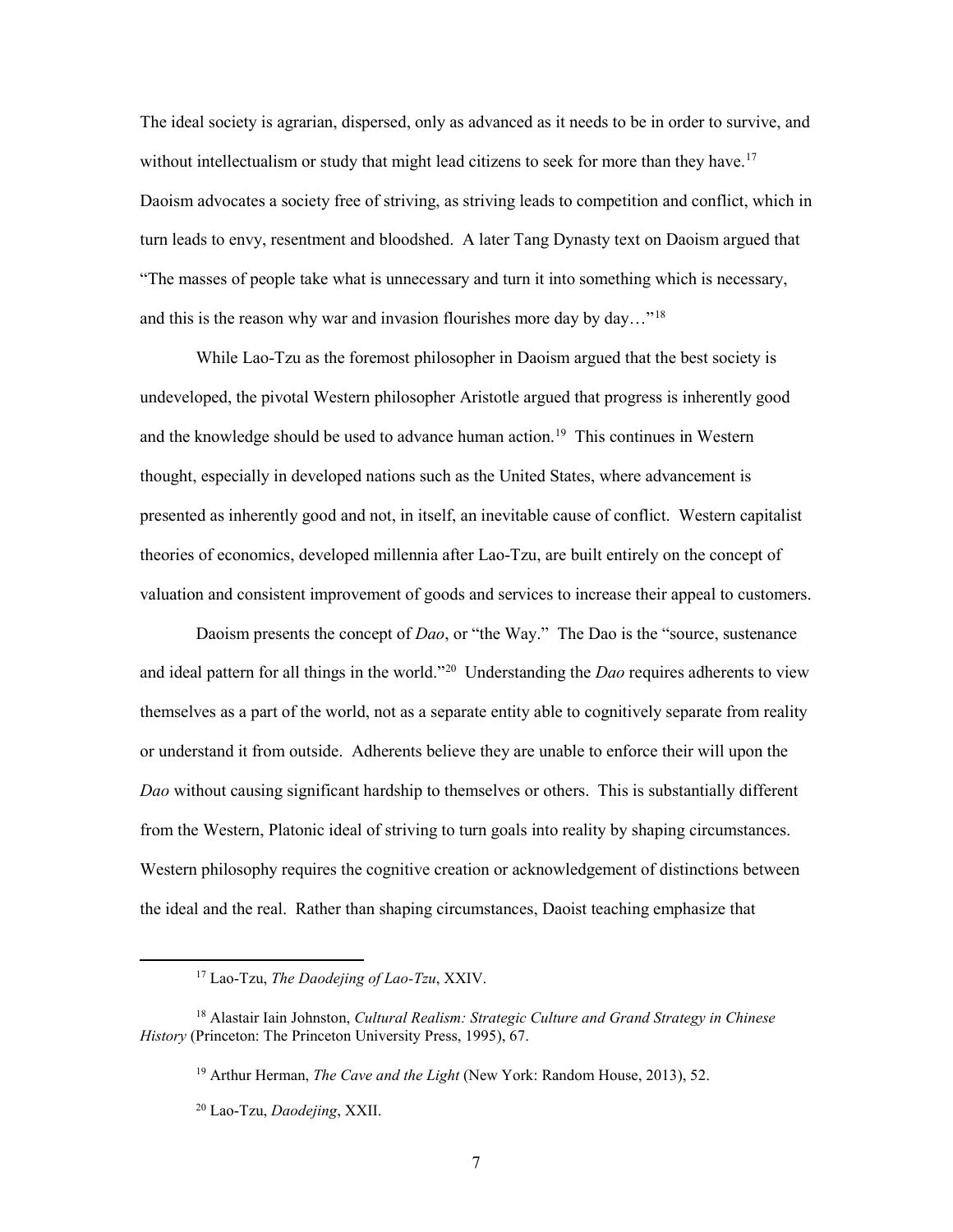The ideal society is agrarian, dispersed, only as advanced as it needs to be in order to survive, and without intellectualism or study that might lead citizens to seek for more than they have.[17] Daoism advocates a society free of striving, as striving leads to competition and conflict, which in turn leads to envy, resentment and bloodshed. A later Tang Dynasty text on Daoism argued that "The masses of people take what is unnecessary and turn it into something which is necessary, and this is the reason why war and invasion flourishes more day by day…"[18]

While Lao-Tzu as the foremost philosopher in Daoism argued that the best society is undeveloped, the pivotal Western philosopher Aristotle argued that progress is inherently good and the knowledge should be used to advance human action.[19] This continues in Western thought, especially in developed nations such as the United States, where advancement is presented as inherently good and not, in itself, an inevitable cause of conflict. Western capitalist theories of economics, developed millennia after Lao-Tzu, are built entirely on the concept of valuation and consistent improvement of goods and services to increase their appeal to customers.

Daoism presents the concept of *Dao*, or "the Way." The Dao is the "source, sustenance and ideal pattern for all things in the world."[20] Understanding the *Dao* requires adherents to view themselves as a part of the world, not as a separate entity able to cognitively separate from reality or understand it from outside. Adherents believe they are unable to enforce their will upon the *Dao* without causing significant hardship to themselves or others. This is substantially different from the Western, Platonic ideal of striving to turn goals into reality by shaping circumstances. Western philosophy requires the cognitive creation or acknowledgement of distinctions between the ideal and the real. Rather than shaping circumstances, Daoist teaching emphasize that

---

[17] Lao-Tzu, *The Daodejing of Lao-Tzu*, XXIV.

[18] Alastair Iain Johnston, *Cultural Realism: Strategic Culture and Grand Strategy in Chinese History* (Princeton: The Princeton University Press, 1995), 67.

[19] Arthur Herman, *The Cave and the Light* (New York: Random House, 2013), 52.

[20] Lao-Tzu, *Daodejing*, XXII.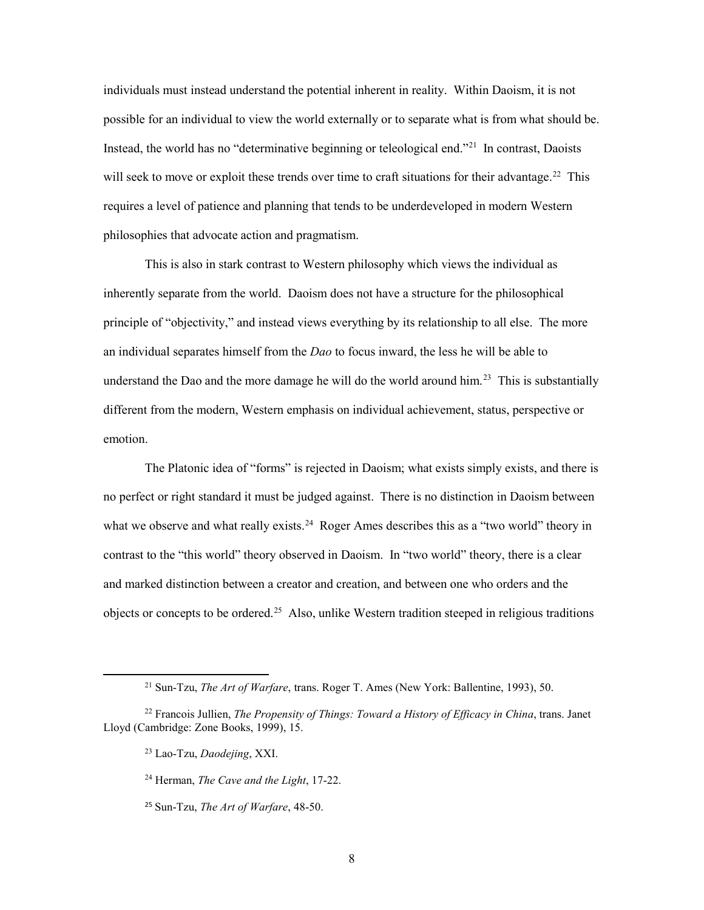individuals must instead understand the potential inherent in reality. Within Daoism, it is not possible for an individual to view the world externally or to separate what is from what should be. Instead, the world has no "determinative beginning or teleological end."[21] In contrast, Daoists will seek to move or exploit these trends over time to craft situations for their advantage.[22] This requires a level of patience and planning that tends to be underdeveloped in modern Western philosophies that advocate action and pragmatism.

This is also in stark contrast to Western philosophy which views the individual as inherently separate from the world. Daoism does not have a structure for the philosophical principle of "objectivity," and instead views everything by its relationship to all else. The more an individual separates himself from the *Dao* to focus inward, the less he will be able to understand the Dao and the more damage he will do the world around him.[23] This is substantially different from the modern, Western emphasis on individual achievement, status, perspective or emotion.

The Platonic idea of "forms" is rejected in Daoism; what exists simply exists, and there is no perfect or right standard it must be judged against. There is no distinction in Daoism between what we observe and what really exists.[24] Roger Ames describes this as a "two world" theory in contrast to the "this world" theory observed in Daoism. In "two world" theory, there is a clear and marked distinction between a creator and creation, and between one who orders and the objects or concepts to be ordered.[25] Also, unlike Western tradition steeped in religious traditions

---

[21] Sun-Tzu, *The Art of Warfare*, trans. Roger T. Ames (New York: Ballentine, 1993), 50.

[22] Francois Jullien, *The Propensity of Things: Toward a History of Efficacy in China*, trans. Janet Lloyd (Cambridge: Zone Books, 1999), 15.

[23] Lao-Tzu, *Daodejing*, XXI.

[24] Herman, *The Cave and the Light*, 17-22.

[25] Sun-Tzu, *The Art of Warfare*, 48-50.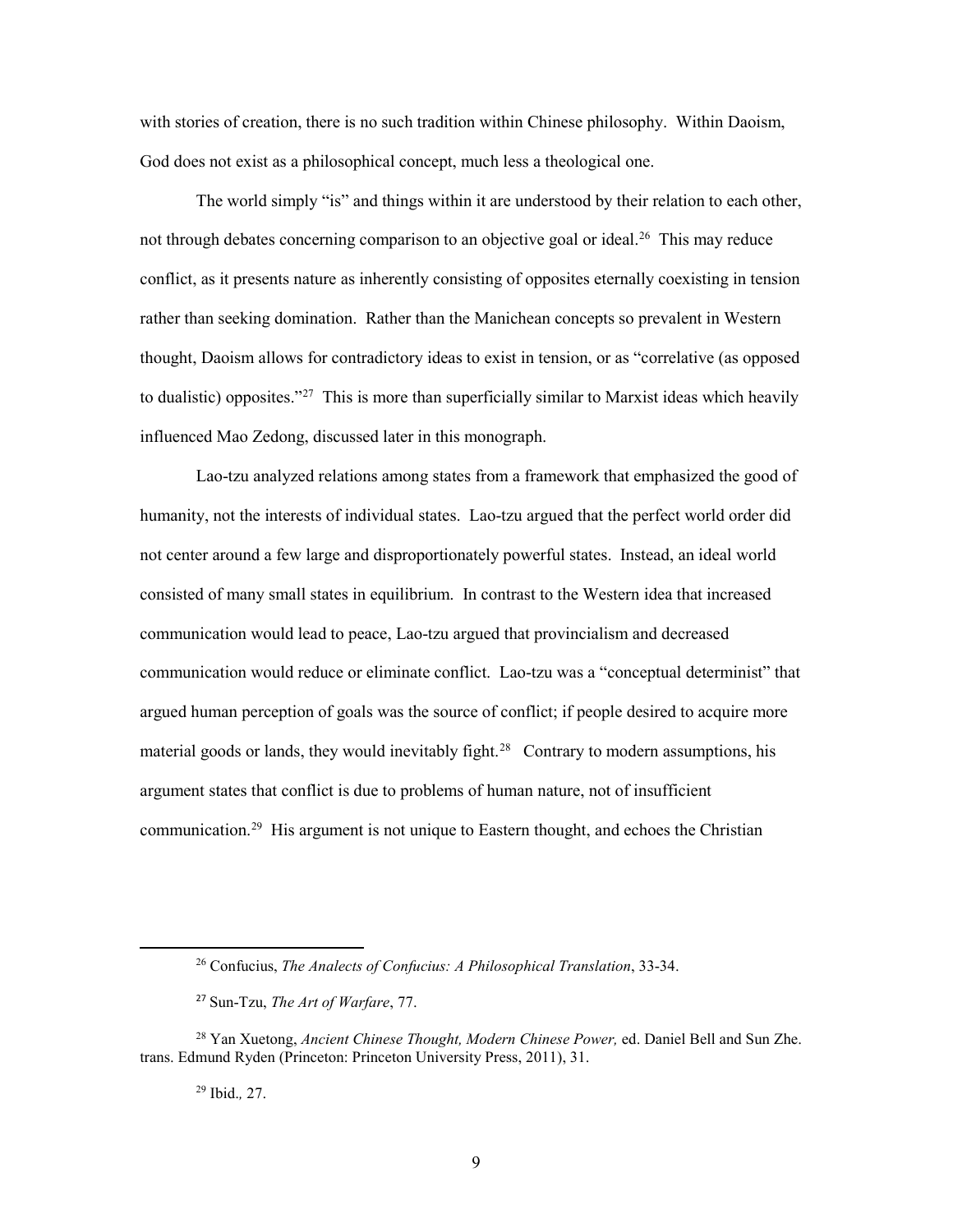with stories of creation, there is no such tradition within Chinese philosophy. Within Daoism, God does not exist as a philosophical concept, much less a theological one.

The world simply "is" and things within it are understood by their relation to each other, not through debates concerning comparison to an objective goal or ideal.[26] This may reduce conflict, as it presents nature as inherently consisting of opposites eternally coexisting in tension rather than seeking domination. Rather than the Manichean concepts so prevalent in Western thought, Daoism allows for contradictory ideas to exist in tension, or as "correlative (as opposed to dualistic) opposites."[27] This is more than superficially similar to Marxist ideas which heavily influenced Mao Zedong, discussed later in this monograph.

Lao-tzu analyzed relations among states from a framework that emphasized the good of humanity, not the interests of individual states. Lao-tzu argued that the perfect world order did not center around a few large and disproportionately powerful states. Instead, an ideal world consisted of many small states in equilibrium. In contrast to the Western idea that increased communication would lead to peace, Lao-tzu argued that provincialism and decreased communication would reduce or eliminate conflict. Lao-tzu was a "conceptual determinist" that argued human perception of goals was the source of conflict; if people desired to acquire more material goods or lands, they would inevitably fight.[28] Contrary to modern assumptions, his argument states that conflict is due to problems of human nature, not of insufficient communication.[29] His argument is not unique to Eastern thought, and echoes the Christian

---

[26] Confucius, *The Analects of Confucius: A Philosophical Translation*, 33-34.

[27] Sun-Tzu, *The Art of Warfare*, 77.

[28] Yan Xuetong, *Ancient Chinese Thought, Modern Chinese Power,* ed. Daniel Bell and Sun Zhe. trans. Edmund Ryden (Princeton: Princeton University Press, 2011), 31.

[29] Ibid.*,* 27.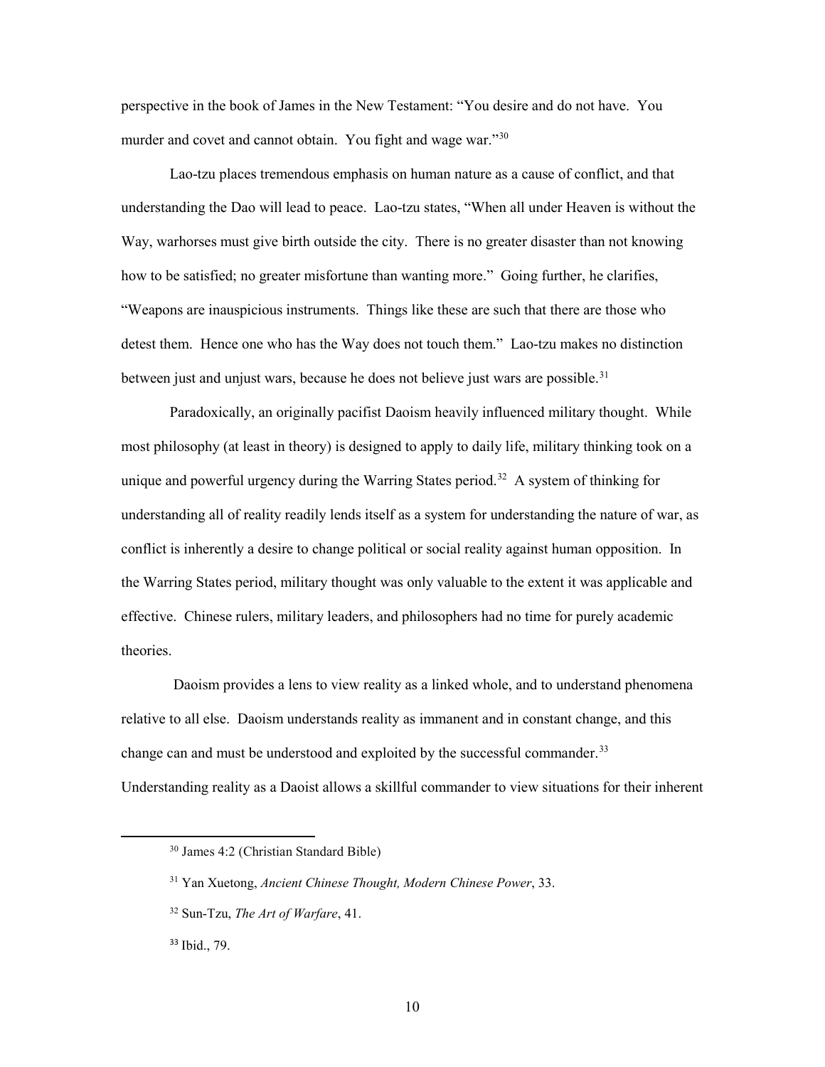perspective in the book of James in the New Testament: "You desire and do not have. You murder and covet and cannot obtain. You fight and wage war."[30]

Lao-tzu places tremendous emphasis on human nature as a cause of conflict, and that understanding the Dao will lead to peace. Lao-tzu states, "When all under Heaven is without the Way, warhorses must give birth outside the city. There is no greater disaster than not knowing how to be satisfied; no greater misfortune than wanting more." Going further, he clarifies, "Weapons are inauspicious instruments. Things like these are such that there are those who detest them. Hence one who has the Way does not touch them." Lao-tzu makes no distinction between just and unjust wars, because he does not believe just wars are possible.[31]

Paradoxically, an originally pacifist Daoism heavily influenced military thought. While most philosophy (at least in theory) is designed to apply to daily life, military thinking took on a unique and powerful urgency during the Warring States period.[32] A system of thinking for understanding all of reality readily lends itself as a system for understanding the nature of war, as conflict is inherently a desire to change political or social reality against human opposition. In the Warring States period, military thought was only valuable to the extent it was applicable and effective. Chinese rulers, military leaders, and philosophers had no time for purely academic theories.

Daoism provides a lens to view reality as a linked whole, and to understand phenomena relative to all else. Daoism understands reality as immanent and in constant change, and this change can and must be understood and exploited by the successful commander.[33] Understanding reality as a Daoist allows a skillful commander to view situations for their inherent

---

[30] James 4:2 (Christian Standard Bible)

[31] Yan Xuetong, *Ancient Chinese Thought, Modern Chinese Power*, 33.

[32] Sun-Tzu, *The Art of Warfare*, 41.

[33] Ibid., 79.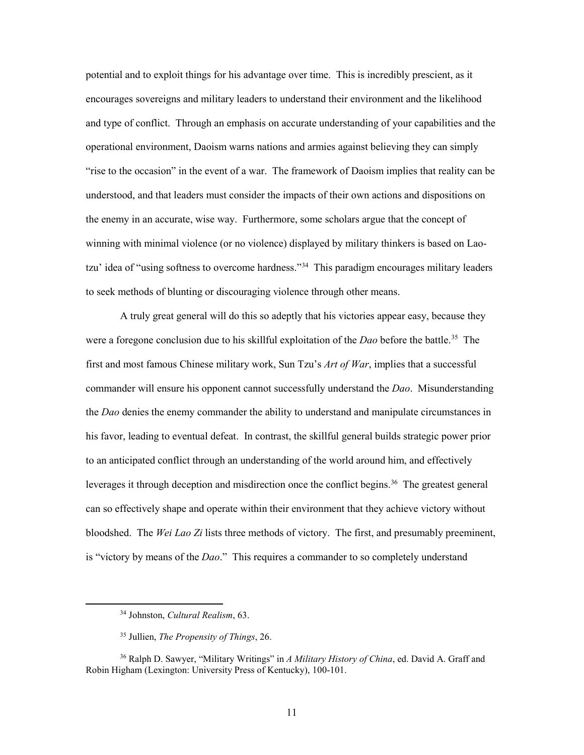potential and to exploit things for his advantage over time. This is incredibly prescient, as it encourages sovereigns and military leaders to understand their environment and the likelihood and type of conflict. Through an emphasis on accurate understanding of your capabilities and the operational environment, Daoism warns nations and armies against believing they can simply "rise to the occasion" in the event of a war. The framework of Daoism implies that reality can be understood, and that leaders must consider the impacts of their own actions and dispositions on the enemy in an accurate, wise way. Furthermore, some scholars argue that the concept of winning with minimal violence (or no violence) displayed by military thinkers is based on Lao-tzu' idea of "using softness to overcome hardness."[34] This paradigm encourages military leaders to seek methods of blunting or discouraging violence through other means.

A truly great general will do this so adeptly that his victories appear easy, because they were a foregone conclusion due to his skillful exploitation of the *Dao* before the battle.[35] The first and most famous Chinese military work, Sun Tzu's *Art of War*, implies that a successful commander will ensure his opponent cannot successfully understand the *Dao*. Misunderstanding the *Dao* denies the enemy commander the ability to understand and manipulate circumstances in his favor, leading to eventual defeat. In contrast, the skillful general builds strategic power prior to an anticipated conflict through an understanding of the world around him, and effectively leverages it through deception and misdirection once the conflict begins.[36] The greatest general can so effectively shape and operate within their environment that they achieve victory without bloodshed. The *Wei Lao Zi* lists three methods of victory. The first, and presumably preeminent, is "victory by means of the *Dao*." This requires a commander to so completely understand

---

[34] Johnston, *Cultural Realism*, 63.

[35] Jullien, *The Propensity of Things*, 26.

[36] Ralph D. Sawyer, "Military Writings" in *A Military History of China*, ed. David A. Graff and Robin Higham (Lexington: University Press of Kentucky), 100-101.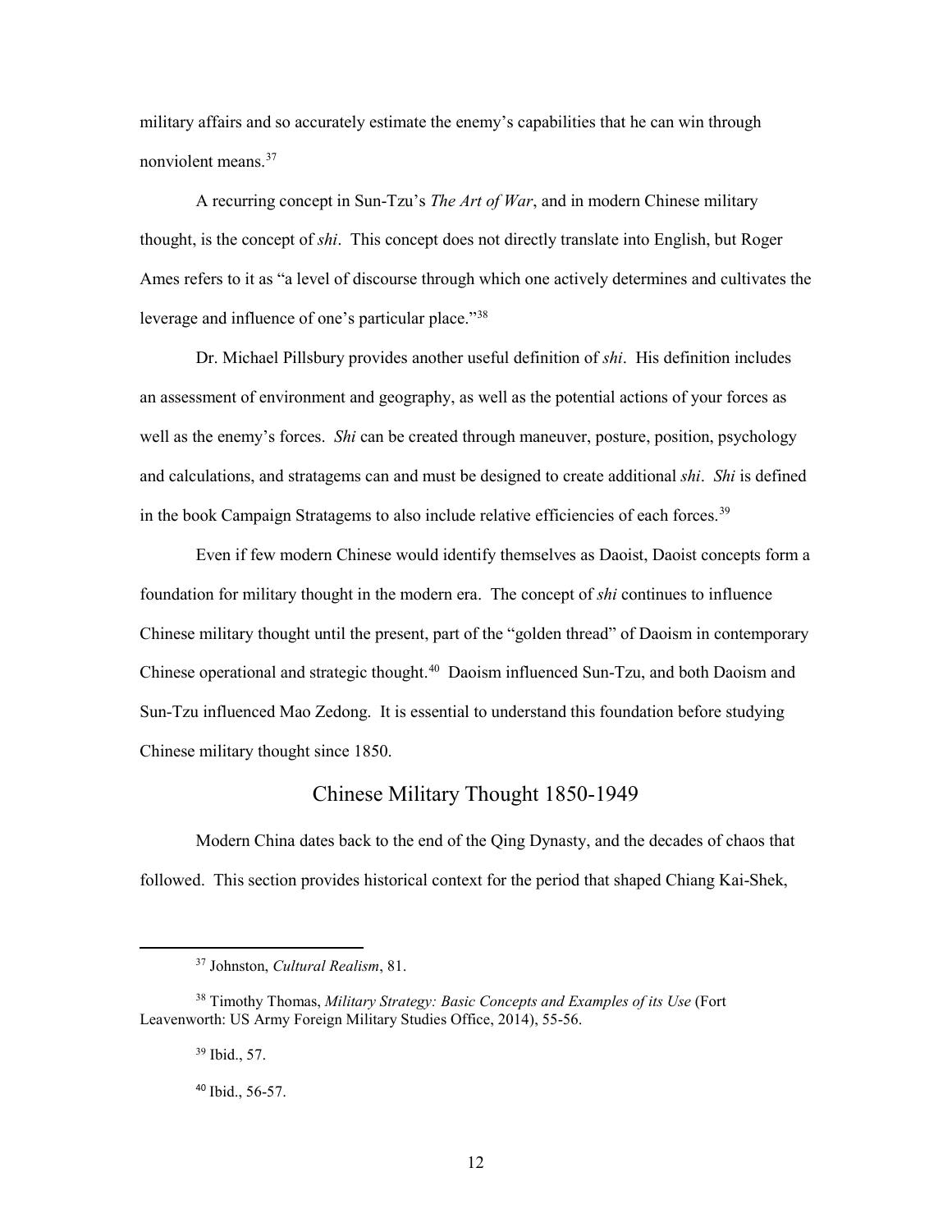military affairs and so accurately estimate the enemy's capabilities that he can win through nonviolent means.[37]

A recurring concept in Sun-Tzu's *The Art of War*, and in modern Chinese military thought, is the concept of *shi*. This concept does not directly translate into English, but Roger Ames refers to it as "a level of discourse through which one actively determines and cultivates the leverage and influence of one's particular place."[38]

Dr. Michael Pillsbury provides another useful definition of *shi*. His definition includes an assessment of environment and geography, as well as the potential actions of your forces as well as the enemy's forces. *Shi* can be created through maneuver, posture, position, psychology and calculations, and stratagems can and must be designed to create additional *shi*. *Shi* is defined in the book Campaign Stratagems to also include relative efficiencies of each forces.[39]

Even if few modern Chinese would identify themselves as Daoist, Daoist concepts form a foundation for military thought in the modern era. The concept of *shi* continues to influence Chinese military thought until the present, part of the "golden thread" of Daoism in contemporary Chinese operational and strategic thought.[40] Daoism influenced Sun-Tzu, and both Daoism and Sun-Tzu influenced Mao Zedong. It is essential to understand this foundation before studying Chinese military thought since 1850.

## Chinese Military Thought 1850-1949

Modern China dates back to the end of the Qing Dynasty, and the decades of chaos that followed. This section provides historical context for the period that shaped Chiang Kai-Shek,

---

[37] Johnston, *Cultural Realism*, 81.

[38] Timothy Thomas, *Military Strategy: Basic Concepts and Examples of its Use* (Fort Leavenworth: US Army Foreign Military Studies Office, 2014), 55-56.

[39] Ibid., 57.

[40] Ibid., 56-57.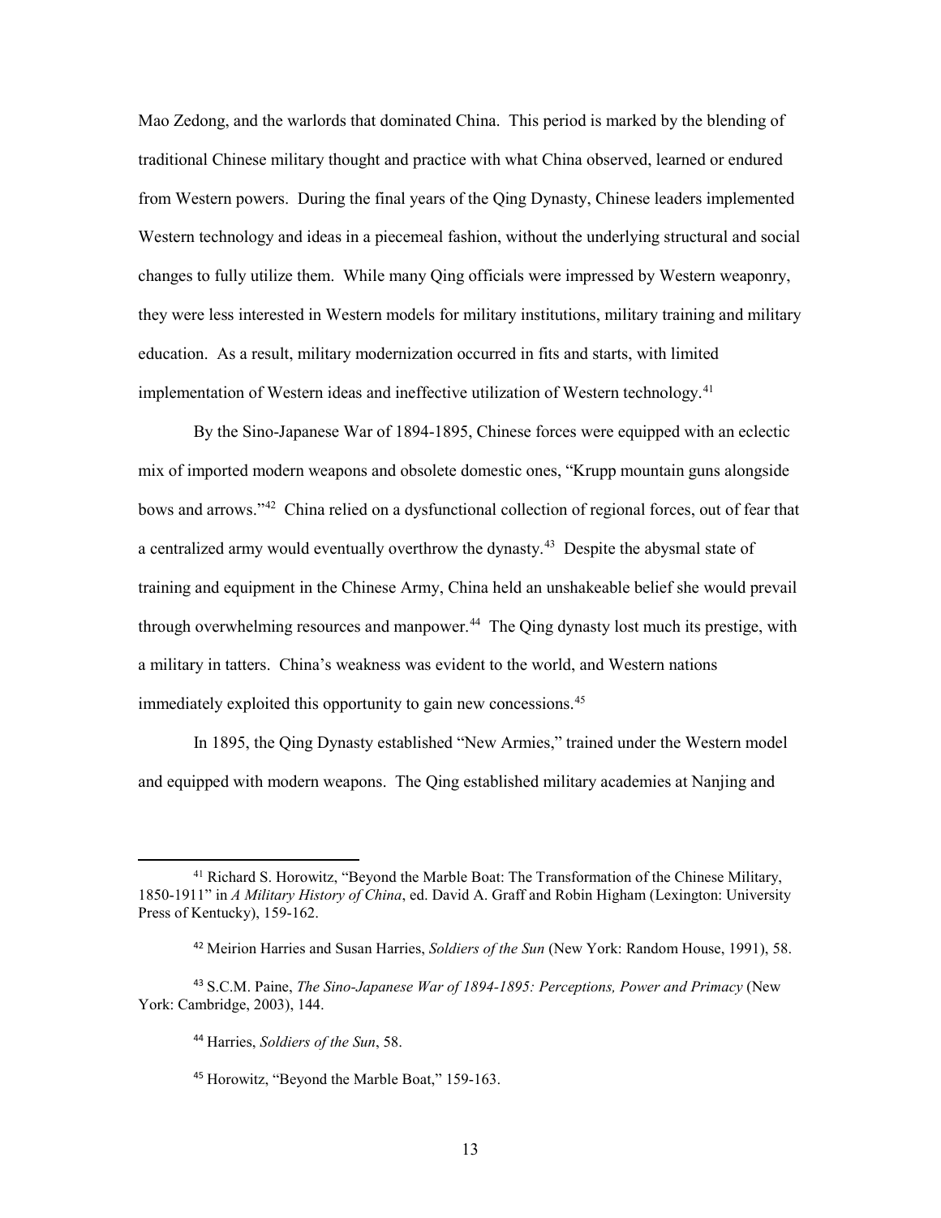Mao Zedong, and the warlords that dominated China. This period is marked by the blending of traditional Chinese military thought and practice with what China observed, learned or endured from Western powers. During the final years of the Qing Dynasty, Chinese leaders implemented Western technology and ideas in a piecemeal fashion, without the underlying structural and social changes to fully utilize them. While many Qing officials were impressed by Western weaponry, they were less interested in Western models for military institutions, military training and military education. As a result, military modernization occurred in fits and starts, with limited implementation of Western ideas and ineffective utilization of Western technology.[41]

By the Sino-Japanese War of 1894-1895, Chinese forces were equipped with an eclectic mix of imported modern weapons and obsolete domestic ones, "Krupp mountain guns alongside bows and arrows."[42] China relied on a dysfunctional collection of regional forces, out of fear that a centralized army would eventually overthrow the dynasty.[43] Despite the abysmal state of training and equipment in the Chinese Army, China held an unshakeable belief she would prevail through overwhelming resources and manpower.[44] The Qing dynasty lost much its prestige, with a military in tatters. China's weakness was evident to the world, and Western nations immediately exploited this opportunity to gain new concessions.[45]

In 1895, the Qing Dynasty established "New Armies," trained under the Western model and equipped with modern weapons. The Qing established military academies at Nanjing and

---

[41] Richard S. Horowitz, "Beyond the Marble Boat: The Transformation of the Chinese Military, 1850-1911" in *A Military History of China*, ed. David A. Graff and Robin Higham (Lexington: University Press of Kentucky), 159-162.

[42] Meirion Harries and Susan Harries, *Soldiers of the Sun* (New York: Random House, 1991), 58.

[43] S.C.M. Paine, *The Sino-Japanese War of 1894-1895: Perceptions, Power and Primacy* (New York: Cambridge, 2003), 144.

[44] Harries, *Soldiers of the Sun*, 58.

[45] Horowitz, "Beyond the Marble Boat," 159-163.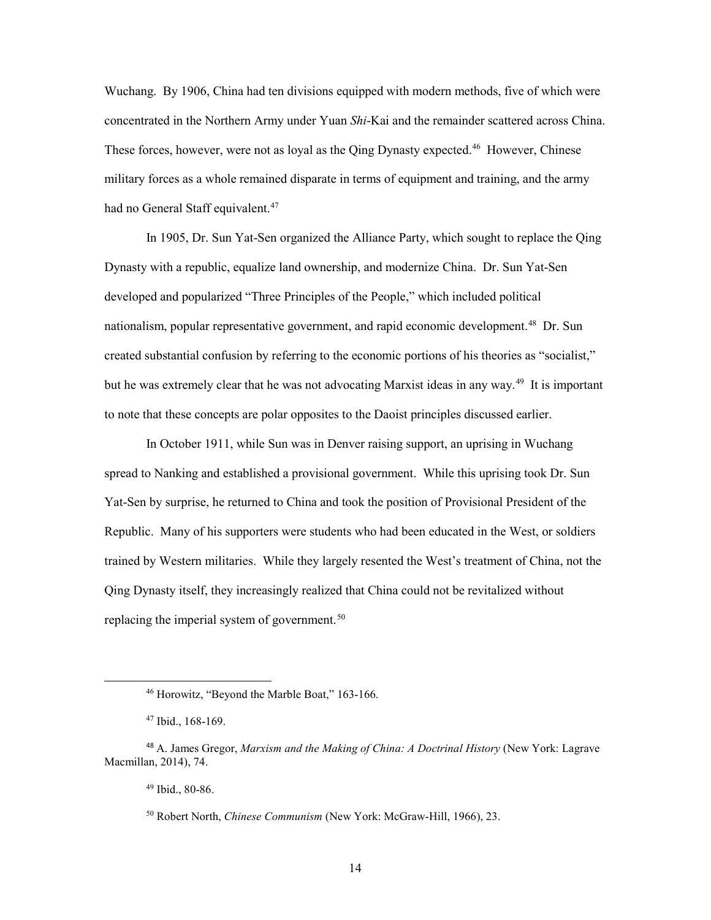Wuchang. By 1906, China had ten divisions equipped with modern methods, five of which were concentrated in the Northern Army under Yuan *Shi*-Kai and the remainder scattered across China. These forces, however, were not as loyal as the Qing Dynasty expected.[46] However, Chinese military forces as a whole remained disparate in terms of equipment and training, and the army had no General Staff equivalent.[47]

In 1905, Dr. Sun Yat-Sen organized the Alliance Party, which sought to replace the Qing Dynasty with a republic, equalize land ownership, and modernize China. Dr. Sun Yat-Sen developed and popularized "Three Principles of the People," which included political nationalism, popular representative government, and rapid economic development.[48] Dr. Sun created substantial confusion by referring to the economic portions of his theories as "socialist," but he was extremely clear that he was not advocating Marxist ideas in any way.[49] It is important to note that these concepts are polar opposites to the Daoist principles discussed earlier.

In October 1911, while Sun was in Denver raising support, an uprising in Wuchang spread to Nanking and established a provisional government. While this uprising took Dr. Sun Yat-Sen by surprise, he returned to China and took the position of Provisional President of the Republic. Many of his supporters were students who had been educated in the West, or soldiers trained by Western militaries. While they largely resented the West's treatment of China, not the Qing Dynasty itself, they increasingly realized that China could not be revitalized without replacing the imperial system of government.[50]

---

[46] Horowitz, "Beyond the Marble Boat," 163-166.

[47] Ibid., 168-169.

[48] A. James Gregor, *Marxism and the Making of China: A Doctrinal History* (New York: Lagrave Macmillan, 2014), 74.

[49] Ibid., 80-86.

[50] Robert North, *Chinese Communism* (New York: McGraw-Hill, 1966), 23.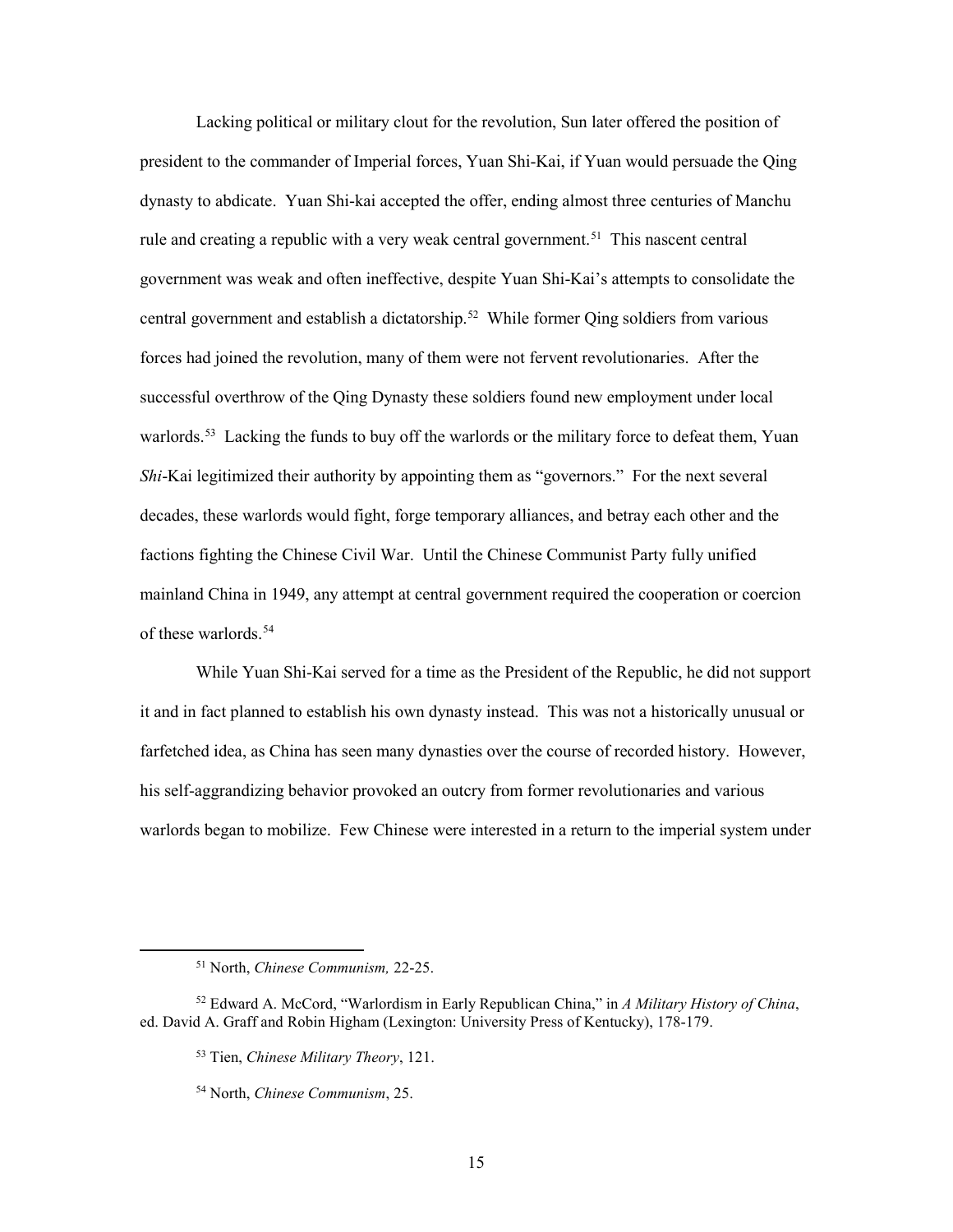Lacking political or military clout for the revolution, Sun later offered the position of president to the commander of Imperial forces, Yuan Shi-Kai, if Yuan would persuade the Qing dynasty to abdicate. Yuan Shi-kai accepted the offer, ending almost three centuries of Manchu rule and creating a republic with a very weak central government.[51] This nascent central government was weak and often ineffective, despite Yuan Shi-Kai's attempts to consolidate the central government and establish a dictatorship.[52] While former Qing soldiers from various forces had joined the revolution, many of them were not fervent revolutionaries. After the successful overthrow of the Qing Dynasty these soldiers found new employment under local warlords.[53] Lacking the funds to buy off the warlords or the military force to defeat them, Yuan *Shi*-Kai legitimized their authority by appointing them as "governors." For the next several decades, these warlords would fight, forge temporary alliances, and betray each other and the factions fighting the Chinese Civil War. Until the Chinese Communist Party fully unified mainland China in 1949, any attempt at central government required the cooperation or coercion of these warlords.[54]

While Yuan Shi-Kai served for a time as the President of the Republic, he did not support it and in fact planned to establish his own dynasty instead. This was not a historically unusual or farfetched idea, as China has seen many dynasties over the course of recorded history. However, his self-aggrandizing behavior provoked an outcry from former revolutionaries and various warlords began to mobilize. Few Chinese were interested in a return to the imperial system under

---

[51] North, *Chinese Communism,* 22-25.

[52] Edward A. McCord, "Warlordism in Early Republican China," in *A Military History of China*, ed. David A. Graff and Robin Higham (Lexington: University Press of Kentucky), 178-179.

[53] Tien, *Chinese Military Theory*, 121.

[54] North, *Chinese Communism*, 25.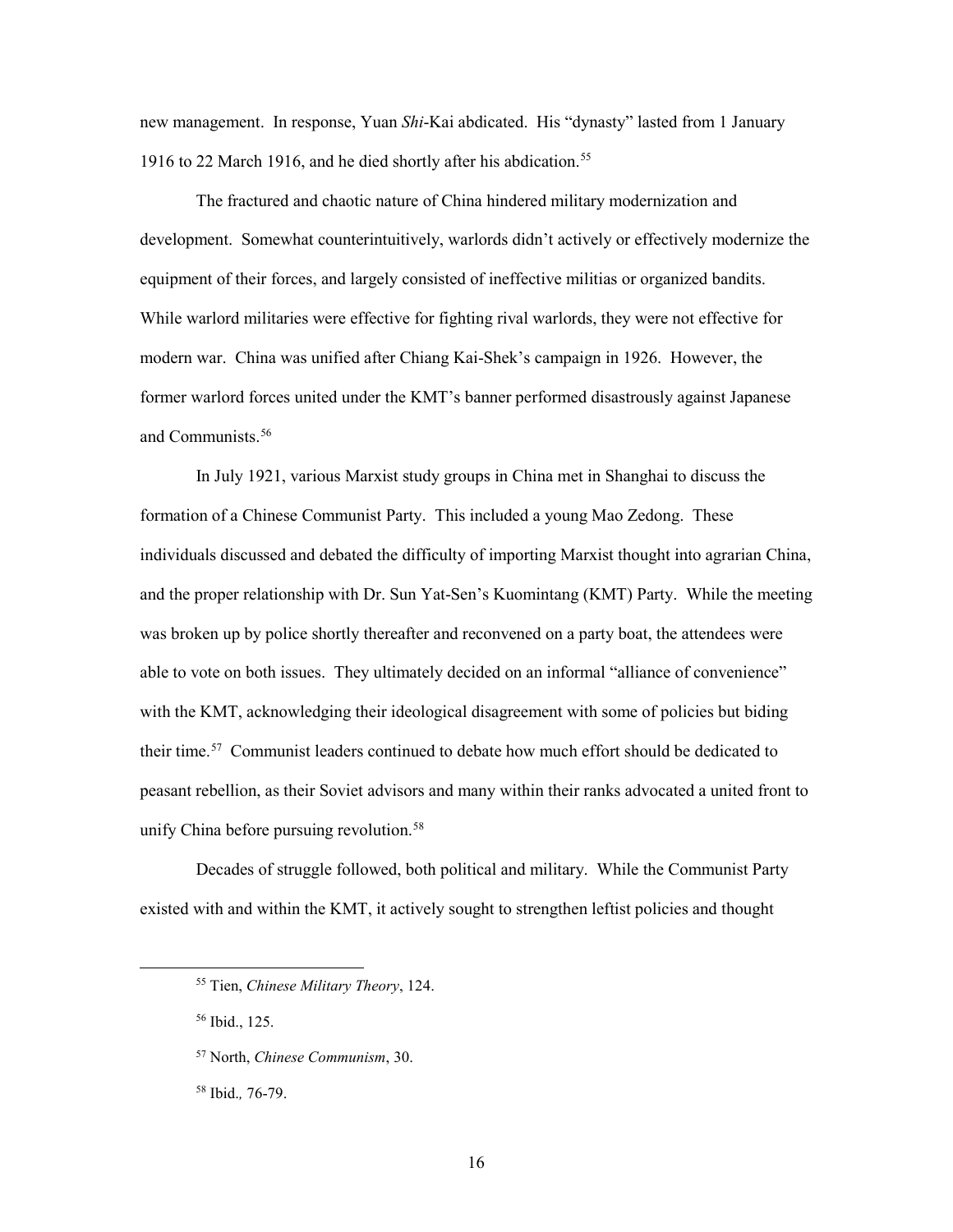new management. In response, Yuan *Shi*-Kai abdicated. His "dynasty" lasted from 1 January 1916 to 22 March 1916, and he died shortly after his abdication.[55]

The fractured and chaotic nature of China hindered military modernization and development. Somewhat counterintuitively, warlords didn't actively or effectively modernize the equipment of their forces, and largely consisted of ineffective militias or organized bandits. While warlord militaries were effective for fighting rival warlords, they were not effective for modern war. China was unified after Chiang Kai-Shek's campaign in 1926. However, the former warlord forces united under the KMT's banner performed disastrously against Japanese and Communists.[56]

In July 1921, various Marxist study groups in China met in Shanghai to discuss the formation of a Chinese Communist Party. This included a young Mao Zedong. These individuals discussed and debated the difficulty of importing Marxist thought into agrarian China, and the proper relationship with Dr. Sun Yat-Sen's Kuomintang (KMT) Party. While the meeting was broken up by police shortly thereafter and reconvened on a party boat, the attendees were able to vote on both issues. They ultimately decided on an informal "alliance of convenience" with the KMT, acknowledging their ideological disagreement with some of policies but biding their time.[57] Communist leaders continued to debate how much effort should be dedicated to peasant rebellion, as their Soviet advisors and many within their ranks advocated a united front to unify China before pursuing revolution.[58]

Decades of struggle followed, both political and military. While the Communist Party existed with and within the KMT, it actively sought to strengthen leftist policies and thought

---

[55] Tien, *Chinese Military Theory*, 124.

[56] Ibid., 125.

[57] North, *Chinese Communism*, 30.

[58] Ibid.*,* 76-79.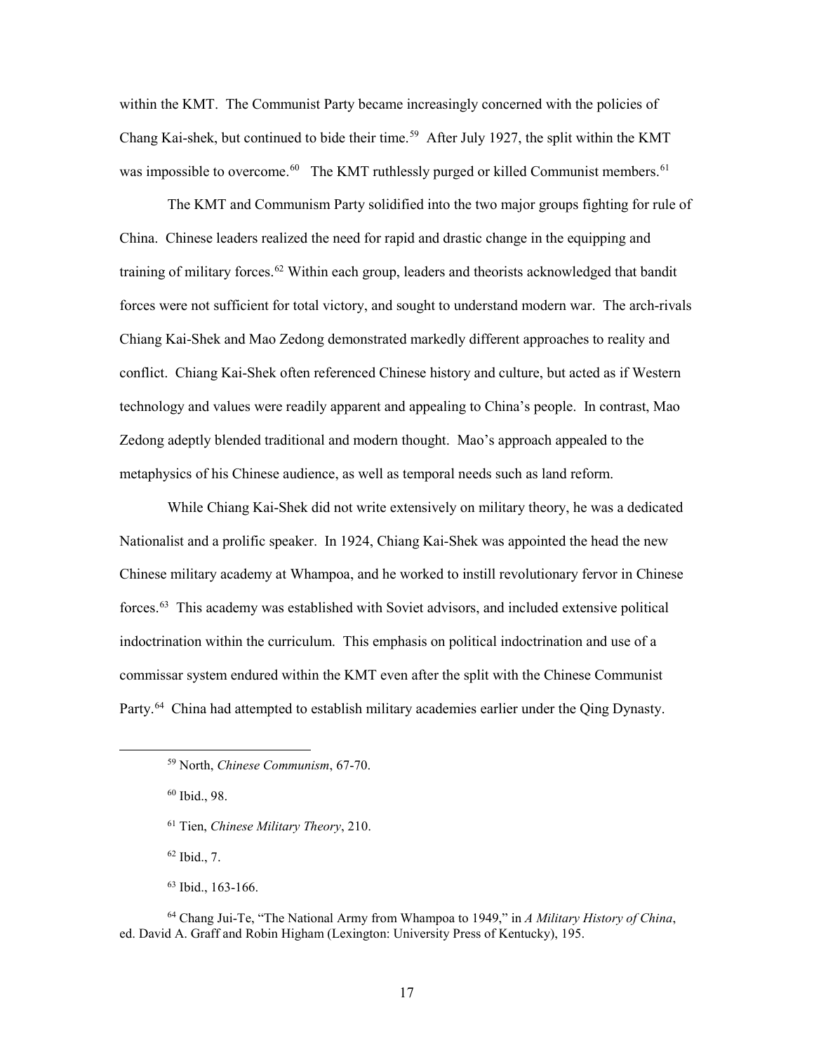within the KMT. The Communist Party became increasingly concerned with the policies of Chang Kai-shek, but continued to bide their time.[59] After July 1927, the split within the KMT was impossible to overcome.[60] The KMT ruthlessly purged or killed Communist members.[61]

The KMT and Communism Party solidified into the two major groups fighting for rule of China. Chinese leaders realized the need for rapid and drastic change in the equipping and training of military forces.[62] Within each group, leaders and theorists acknowledged that bandit forces were not sufficient for total victory, and sought to understand modern war. The arch-rivals Chiang Kai-Shek and Mao Zedong demonstrated markedly different approaches to reality and conflict. Chiang Kai-Shek often referenced Chinese history and culture, but acted as if Western technology and values were readily apparent and appealing to China's people. In contrast, Mao Zedong adeptly blended traditional and modern thought. Mao's approach appealed to the metaphysics of his Chinese audience, as well as temporal needs such as land reform.

While Chiang Kai-Shek did not write extensively on military theory, he was a dedicated Nationalist and a prolific speaker. In 1924, Chiang Kai-Shek was appointed the head the new Chinese military academy at Whampoa, and he worked to instill revolutionary fervor in Chinese forces.[63] This academy was established with Soviet advisors, and included extensive political indoctrination within the curriculum. This emphasis on political indoctrination and use of a commissar system endured within the KMT even after the split with the Chinese Communist Party.[64] China had attempted to establish military academies earlier under the Qing Dynasty.

---

[59] North, *Chinese Communism*, 67-70.

[60] Ibid., 98.

[61] Tien, *Chinese Military Theory*, 210.

[62] Ibid., 7.

[63] Ibid., 163-166.

[64] Chang Jui-Te, "The National Army from Whampoa to 1949," in *A Military History of China*, ed. David A. Graff and Robin Higham (Lexington: University Press of Kentucky), 195.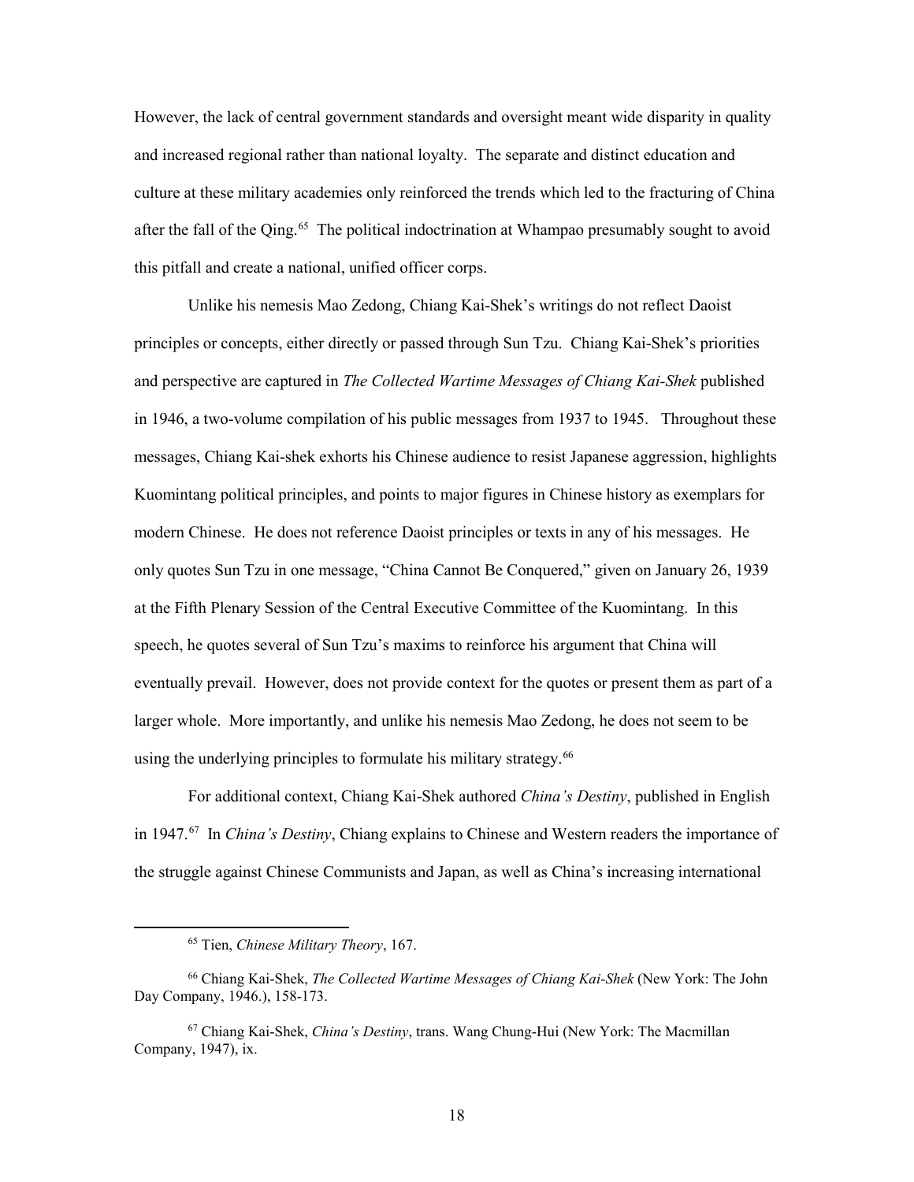However, the lack of central government standards and oversight meant wide disparity in quality and increased regional rather than national loyalty. The separate and distinct education and culture at these military academies only reinforced the trends which led to the fracturing of China after the fall of the Qing.[65] The political indoctrination at Whampao presumably sought to avoid this pitfall and create a national, unified officer corps.

Unlike his nemesis Mao Zedong, Chiang Kai-Shek's writings do not reflect Daoist principles or concepts, either directly or passed through Sun Tzu. Chiang Kai-Shek's priorities and perspective are captured in *The Collected Wartime Messages of Chiang Kai-Shek* published in 1946, a two-volume compilation of his public messages from 1937 to 1945. Throughout these messages, Chiang Kai-shek exhorts his Chinese audience to resist Japanese aggression, highlights Kuomintang political principles, and points to major figures in Chinese history as exemplars for modern Chinese. He does not reference Daoist principles or texts in any of his messages. He only quotes Sun Tzu in one message, "China Cannot Be Conquered," given on January 26, 1939 at the Fifth Plenary Session of the Central Executive Committee of the Kuomintang. In this speech, he quotes several of Sun Tzu's maxims to reinforce his argument that China will eventually prevail. However, does not provide context for the quotes or present them as part of a larger whole. More importantly, and unlike his nemesis Mao Zedong, he does not seem to be using the underlying principles to formulate his military strategy.[66]

For additional context, Chiang Kai-Shek authored *China's Destiny*, published in English in 1947.[67] In *China's Destiny*, Chiang explains to Chinese and Western readers the importance of the struggle against Chinese Communists and Japan, as well as China's increasing international

---

[65] Tien, *Chinese Military Theory*, 167.

[66] Chiang Kai-Shek, *The Collected Wartime Messages of Chiang Kai-Shek* (New York: The John Day Company, 1946.), 158-173.

[67] Chiang Kai-Shek, *China's Destiny*, trans. Wang Chung-Hui (New York: The Macmillan Company, 1947), ix.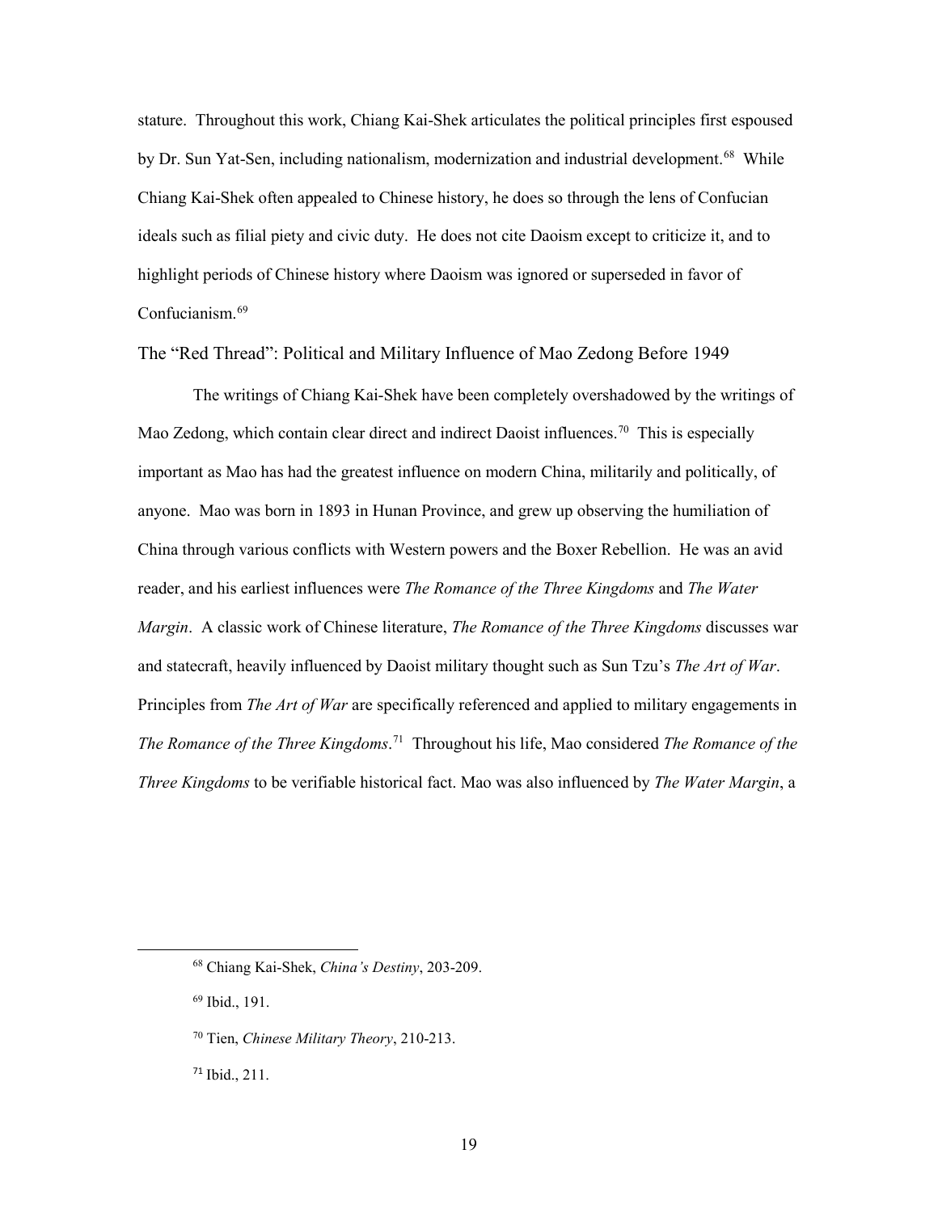stature. Throughout this work, Chiang Kai-Shek articulates the political principles first espoused by Dr. Sun Yat-Sen, including nationalism, modernization and industrial development.[68] While Chiang Kai-Shek often appealed to Chinese history, he does so through the lens of Confucian ideals such as filial piety and civic duty. He does not cite Daoism except to criticize it, and to highlight periods of Chinese history where Daoism was ignored or superseded in favor of Confucianism.[69]

## The "Red Thread": Political and Military Influence of Mao Zedong Before 1949

The writings of Chiang Kai-Shek have been completely overshadowed by the writings of Mao Zedong, which contain clear direct and indirect Daoist influences.[70] This is especially important as Mao has had the greatest influence on modern China, militarily and politically, of anyone. Mao was born in 1893 in Hunan Province, and grew up observing the humiliation of China through various conflicts with Western powers and the Boxer Rebellion. He was an avid reader, and his earliest influences were *The Romance of the Three Kingdoms* and *The Water Margin*. A classic work of Chinese literature, *The Romance of the Three Kingdoms* discusses war and statecraft, heavily influenced by Daoist military thought such as Sun Tzu's *The Art of War*. Principles from *The Art of War* are specifically referenced and applied to military engagements in *The Romance of the Three Kingdoms*.[71] Throughout his life, Mao considered *The Romance of the Three Kingdoms* to be verifiable historical fact. Mao was also influenced by *The Water Margin*, a

---

[68] Chiang Kai-Shek, *China's Destiny*, 203-209.

[69] Ibid., 191.

[70] Tien, *Chinese Military Theory*, 210-213.

[71] Ibid., 211.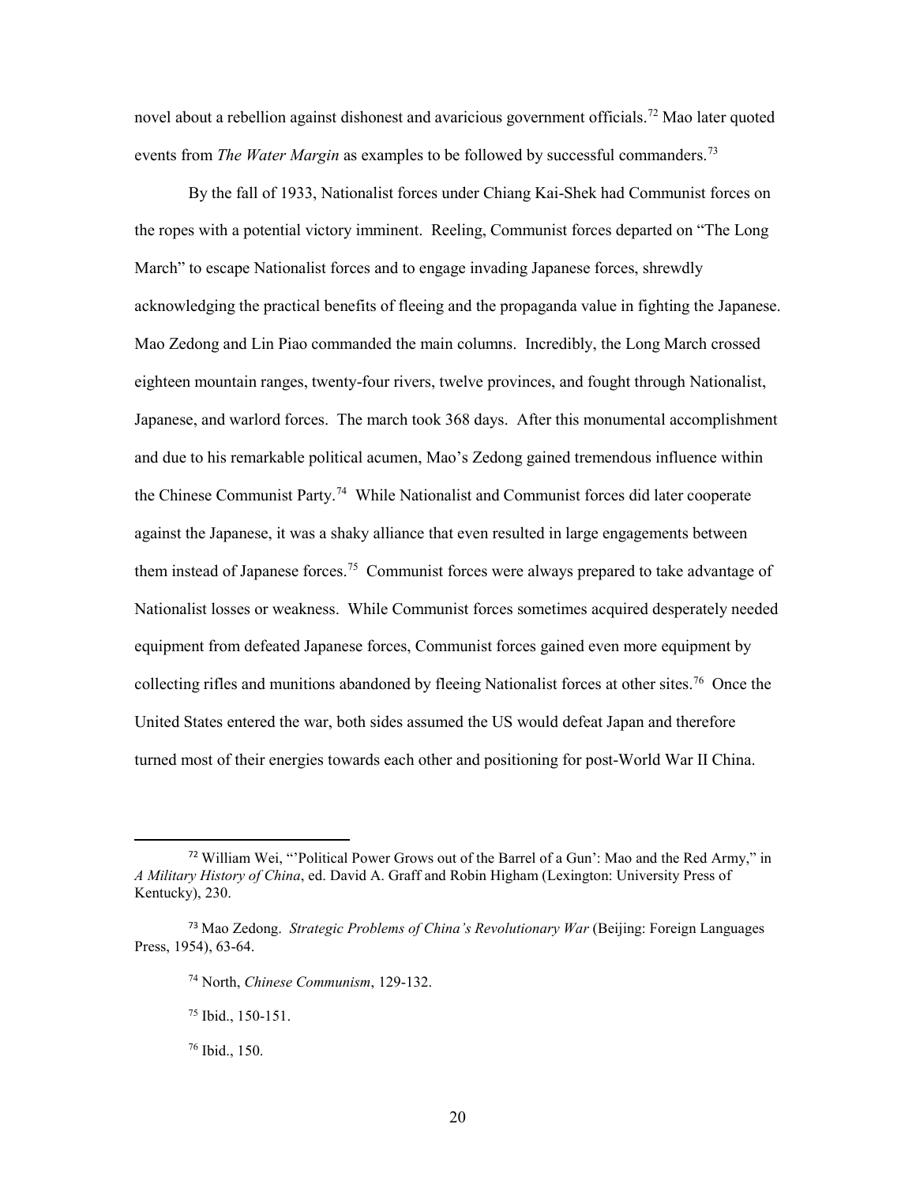novel about a rebellion against dishonest and avaricious government officials.[72] Mao later quoted events from *The Water Margin* as examples to be followed by successful commanders.[73]

By the fall of 1933, Nationalist forces under Chiang Kai-Shek had Communist forces on the ropes with a potential victory imminent. Reeling, Communist forces departed on "The Long March" to escape Nationalist forces and to engage invading Japanese forces, shrewdly acknowledging the practical benefits of fleeing and the propaganda value in fighting the Japanese. Mao Zedong and Lin Piao commanded the main columns. Incredibly, the Long March crossed eighteen mountain ranges, twenty-four rivers, twelve provinces, and fought through Nationalist, Japanese, and warlord forces. The march took 368 days. After this monumental accomplishment and due to his remarkable political acumen, Mao's Zedong gained tremendous influence within the Chinese Communist Party.[74] While Nationalist and Communist forces did later cooperate against the Japanese, it was a shaky alliance that even resulted in large engagements between them instead of Japanese forces.[75] Communist forces were always prepared to take advantage of Nationalist losses or weakness. While Communist forces sometimes acquired desperately needed equipment from defeated Japanese forces, Communist forces gained even more equipment by collecting rifles and munitions abandoned by fleeing Nationalist forces at other sites.[76] Once the United States entered the war, both sides assumed the US would defeat Japan and therefore turned most of their energies towards each other and positioning for post-World War II China.

---

[72] William Wei, "'Political Power Grows out of the Barrel of a Gun': Mao and the Red Army," in *A Military History of China*, ed. David A. Graff and Robin Higham (Lexington: University Press of Kentucky), 230.

[73] Mao Zedong. *Strategic Problems of China's Revolutionary War* (Beijing: Foreign Languages Press, 1954), 63-64.

[74] North, *Chinese Communism*, 129-132.

[75] Ibid., 150-151.

[76] Ibid., 150.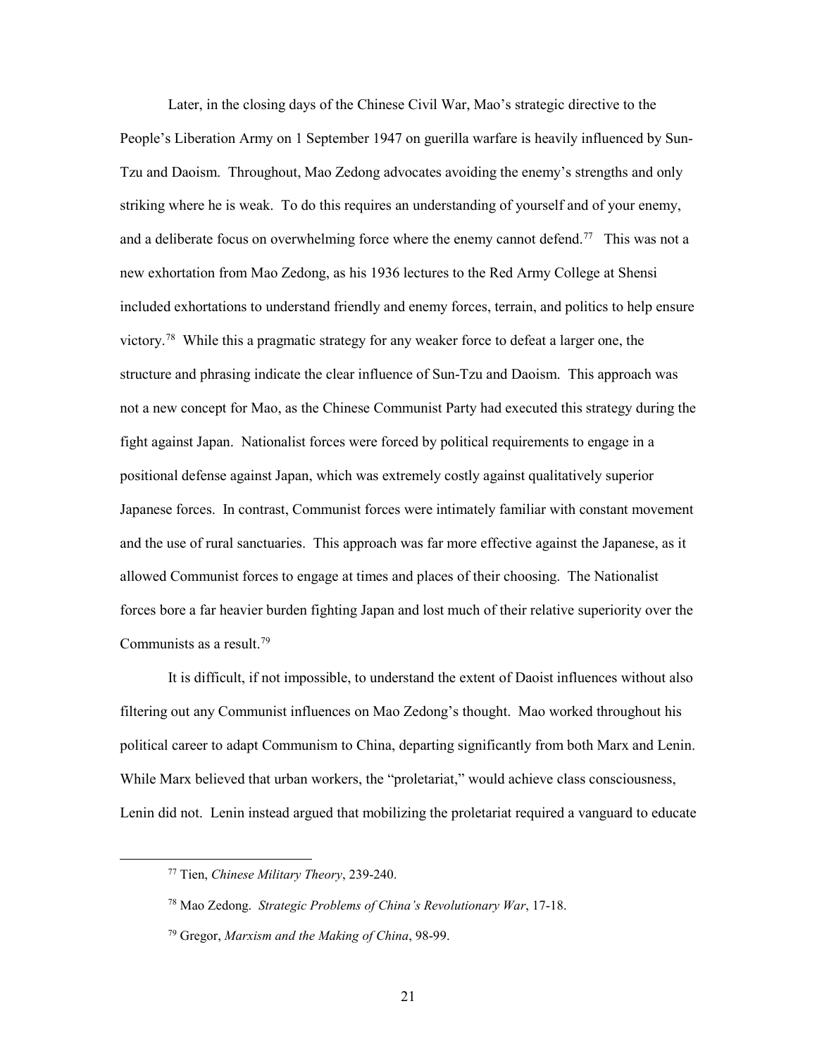Later, in the closing days of the Chinese Civil War, Mao's strategic directive to the People's Liberation Army on 1 September 1947 on guerilla warfare is heavily influenced by Sun-Tzu and Daoism. Throughout, Mao Zedong advocates avoiding the enemy's strengths and only striking where he is weak. To do this requires an understanding of yourself and of your enemy, and a deliberate focus on overwhelming force where the enemy cannot defend.[77] This was not a new exhortation from Mao Zedong, as his 1936 lectures to the Red Army College at Shensi included exhortations to understand friendly and enemy forces, terrain, and politics to help ensure victory.[78] While this a pragmatic strategy for any weaker force to defeat a larger one, the structure and phrasing indicate the clear influence of Sun-Tzu and Daoism. This approach was not a new concept for Mao, as the Chinese Communist Party had executed this strategy during the fight against Japan. Nationalist forces were forced by political requirements to engage in a positional defense against Japan, which was extremely costly against qualitatively superior Japanese forces. In contrast, Communist forces were intimately familiar with constant movement and the use of rural sanctuaries. This approach was far more effective against the Japanese, as it allowed Communist forces to engage at times and places of their choosing. The Nationalist forces bore a far heavier burden fighting Japan and lost much of their relative superiority over the Communists as a result.[79]

It is difficult, if not impossible, to understand the extent of Daoist influences without also filtering out any Communist influences on Mao Zedong's thought. Mao worked throughout his political career to adapt Communism to China, departing significantly from both Marx and Lenin. While Marx believed that urban workers, the "proletariat," would achieve class consciousness, Lenin did not. Lenin instead argued that mobilizing the proletariat required a vanguard to educate

[77] Tien, *Chinese Military Theory*, 239-240.

[78] Mao Zedong. *Strategic Problems of China's Revolutionary War*, 17-18.

[79] Gregor, *Marxism and the Making of China*, 98-99.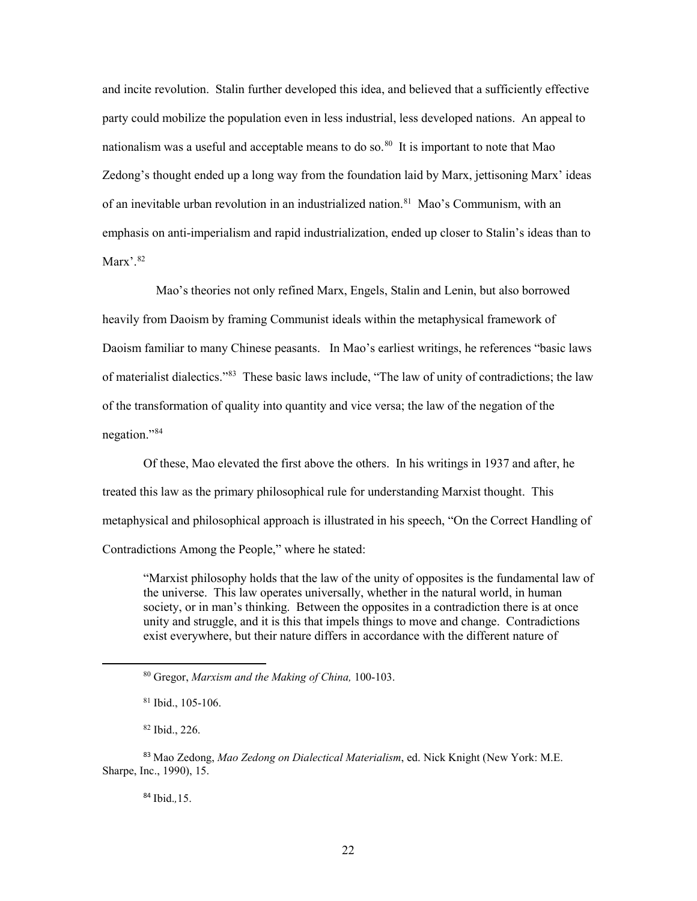and incite revolution. Stalin further developed this idea, and believed that a sufficiently effective party could mobilize the population even in less industrial, less developed nations. An appeal to nationalism was a useful and acceptable means to do so.[80] It is important to note that Mao Zedong's thought ended up a long way from the foundation laid by Marx, jettisoning Marx' ideas of an inevitable urban revolution in an industrialized nation.[81] Mao's Communism, with an emphasis on anti-imperialism and rapid industrialization, ended up closer to Stalin's ideas than to Marx'.[82]

Mao's theories not only refined Marx, Engels, Stalin and Lenin, but also borrowed heavily from Daoism by framing Communist ideals within the metaphysical framework of Daoism familiar to many Chinese peasants. In Mao's earliest writings, he references "basic laws of materialist dialectics."[83] These basic laws include, "The law of unity of contradictions; the law of the transformation of quality into quantity and vice versa; the law of the negation of the negation."[84]

Of these, Mao elevated the first above the others. In his writings in 1937 and after, he treated this law as the primary philosophical rule for understanding Marxist thought. This metaphysical and philosophical approach is illustrated in his speech, "On the Correct Handling of Contradictions Among the People," where he stated:

> "Marxist philosophy holds that the law of the unity of opposites is the fundamental law of the universe. This law operates universally, whether in the natural world, in human society, or in man's thinking. Between the opposites in a contradiction there is at once unity and struggle, and it is this that impels things to move and change. Contradictions exist everywhere, but their nature differs in accordance with the different nature of

---

[80] Gregor, *Marxism and the Making of China,* 100-103.

[81] Ibid., 105-106.

[82] Ibid., 226.

[83] Mao Zedong, *Mao Zedong on Dialectical Materialism*, ed. Nick Knight (New York: M.E. Sharpe, Inc., 1990), 15.

[84] Ibid.,15.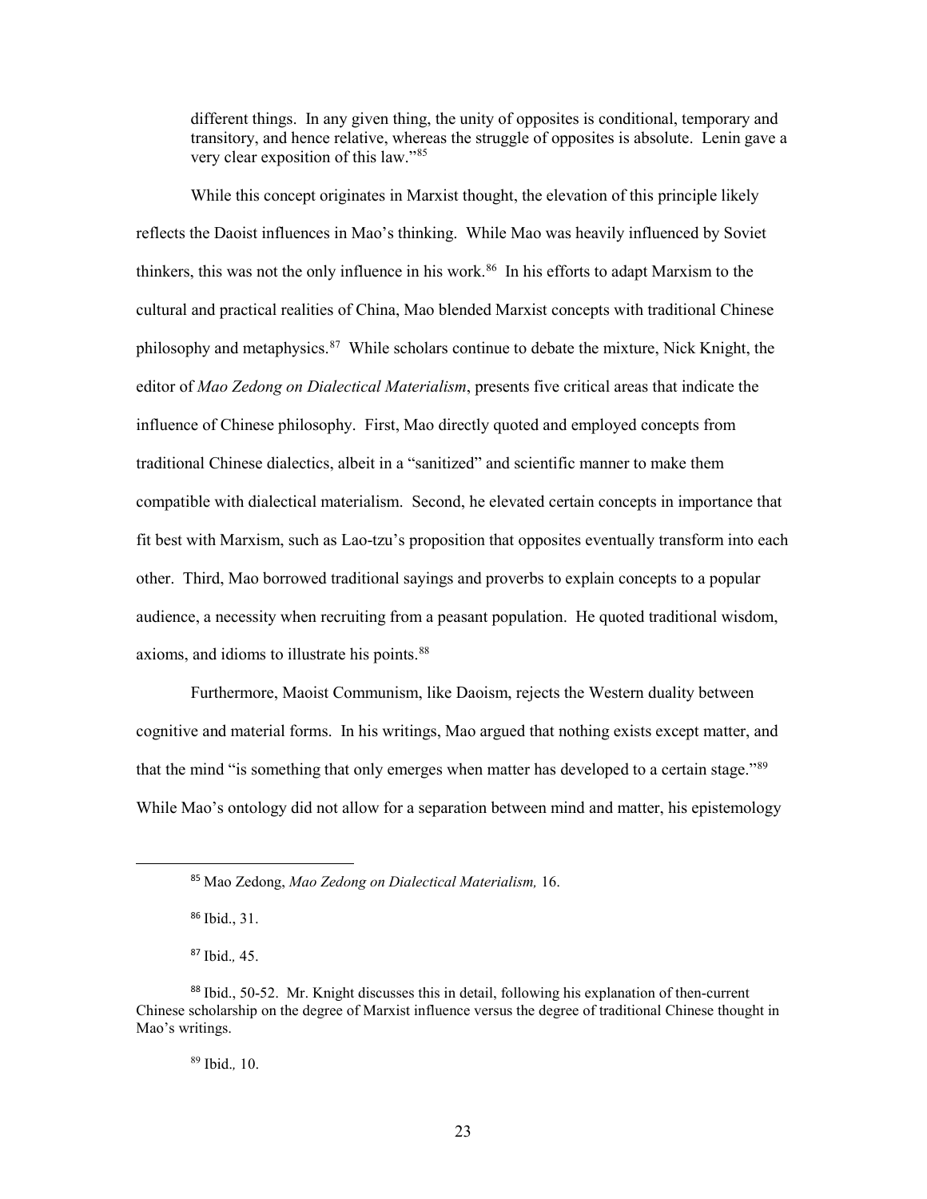different things. In any given thing, the unity of opposites is conditional, temporary and transitory, and hence relative, whereas the struggle of opposites is absolute. Lenin gave a very clear exposition of this law."[85]

While this concept originates in Marxist thought, the elevation of this principle likely reflects the Daoist influences in Mao's thinking. While Mao was heavily influenced by Soviet thinkers, this was not the only influence in his work.[86] In his efforts to adapt Marxism to the cultural and practical realities of China, Mao blended Marxist concepts with traditional Chinese philosophy and metaphysics.[87] While scholars continue to debate the mixture, Nick Knight, the editor of *Mao Zedong on Dialectical Materialism*, presents five critical areas that indicate the influence of Chinese philosophy. First, Mao directly quoted and employed concepts from traditional Chinese dialectics, albeit in a "sanitized" and scientific manner to make them compatible with dialectical materialism. Second, he elevated certain concepts in importance that fit best with Marxism, such as Lao-tzu's proposition that opposites eventually transform into each other. Third, Mao borrowed traditional sayings and proverbs to explain concepts to a popular audience, a necessity when recruiting from a peasant population. He quoted traditional wisdom, axioms, and idioms to illustrate his points.[88]

Furthermore, Maoist Communism, like Daoism, rejects the Western duality between cognitive and material forms. In his writings, Mao argued that nothing exists except matter, and that the mind "is something that only emerges when matter has developed to a certain stage."[89] While Mao's ontology did not allow for a separation between mind and matter, his epistemology

---

[85] Mao Zedong, *Mao Zedong on Dialectical Materialism,* 16.

[86] Ibid., 31.

[87] Ibid.*,* 45.

[88] Ibid., 50-52. Mr. Knight discusses this in detail, following his explanation of then-current Chinese scholarship on the degree of Marxist influence versus the degree of traditional Chinese thought in Mao's writings.

[89] Ibid.*,* 10.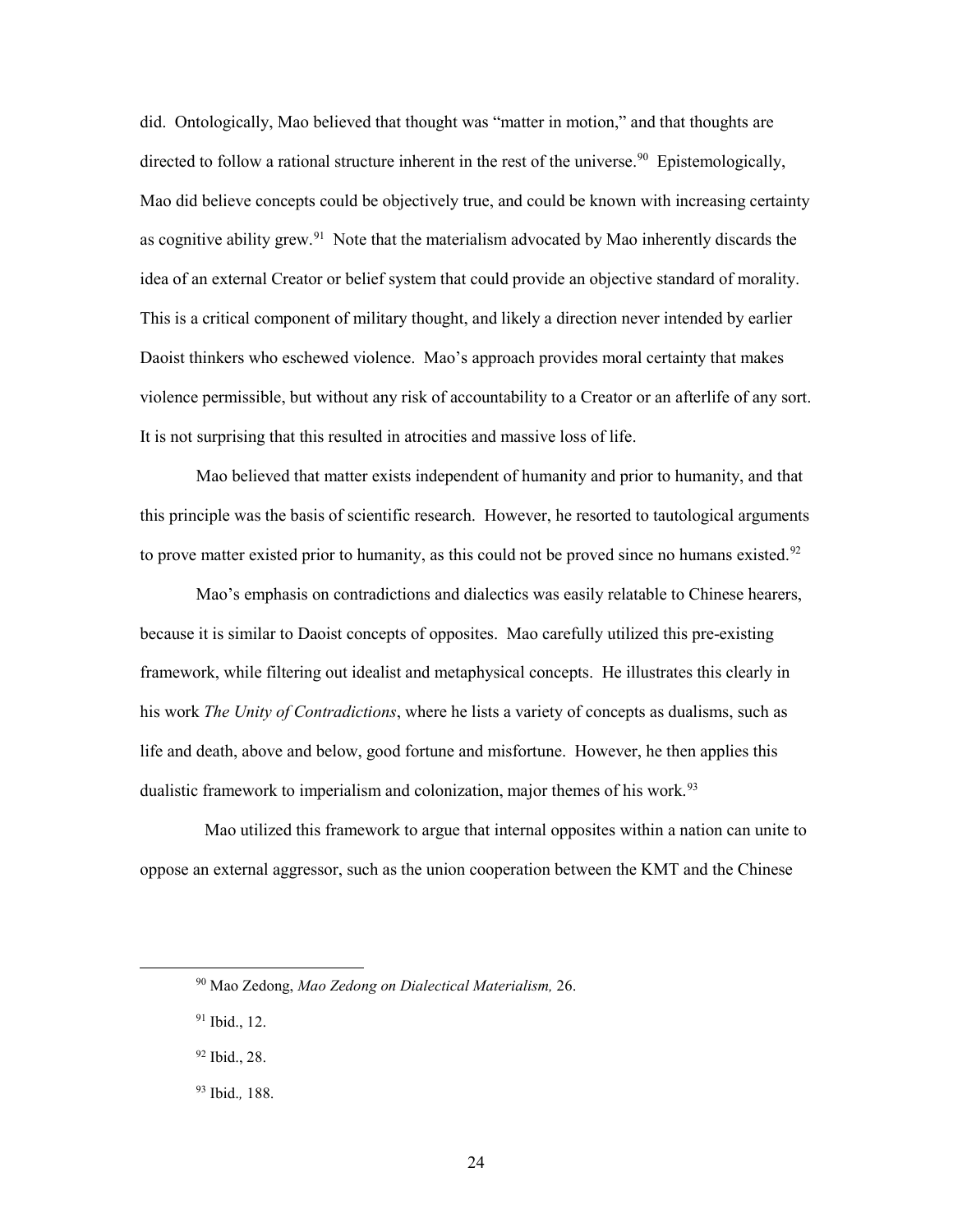did. Ontologically, Mao believed that thought was "matter in motion," and that thoughts are directed to follow a rational structure inherent in the rest of the universe.[90] Epistemologically, Mao did believe concepts could be objectively true, and could be known with increasing certainty as cognitive ability grew.[91] Note that the materialism advocated by Mao inherently discards the idea of an external Creator or belief system that could provide an objective standard of morality. This is a critical component of military thought, and likely a direction never intended by earlier Daoist thinkers who eschewed violence. Mao's approach provides moral certainty that makes violence permissible, but without any risk of accountability to a Creator or an afterlife of any sort. It is not surprising that this resulted in atrocities and massive loss of life.

Mao believed that matter exists independent of humanity and prior to humanity, and that this principle was the basis of scientific research. However, he resorted to tautological arguments to prove matter existed prior to humanity, as this could not be proved since no humans existed.[92]

Mao's emphasis on contradictions and dialectics was easily relatable to Chinese hearers, because it is similar to Daoist concepts of opposites. Mao carefully utilized this pre-existing framework, while filtering out idealist and metaphysical concepts. He illustrates this clearly in his work *The Unity of Contradictions*, where he lists a variety of concepts as dualisms, such as life and death, above and below, good fortune and misfortune. However, he then applies this dualistic framework to imperialism and colonization, major themes of his work.[93]

Mao utilized this framework to argue that internal opposites within a nation can unite to oppose an external aggressor, such as the union cooperation between the KMT and the Chinese

---

[90] Mao Zedong, *Mao Zedong on Dialectical Materialism,* 26.

[91] Ibid., 12.

[92] Ibid., 28.

[93] Ibid.*,* 188.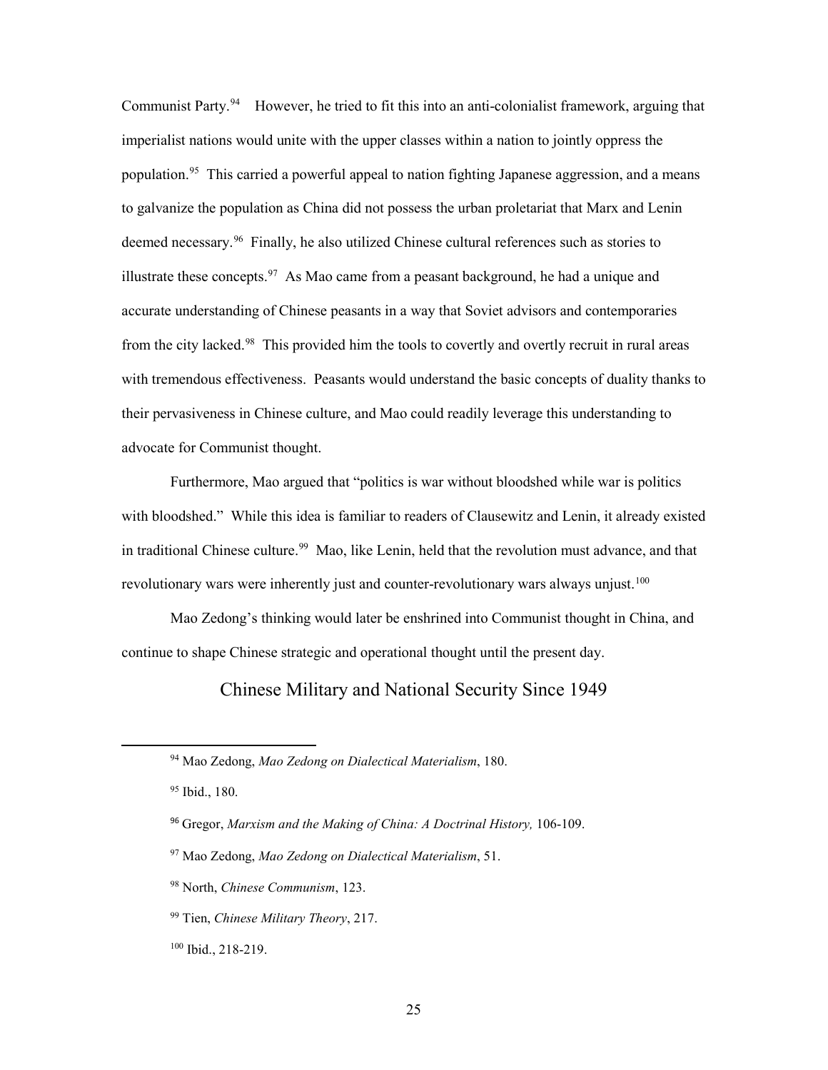Communist Party.[94] However, he tried to fit this into an anti-colonialist framework, arguing that imperialist nations would unite with the upper classes within a nation to jointly oppress the population.[95] This carried a powerful appeal to nation fighting Japanese aggression, and a means to galvanize the population as China did not possess the urban proletariat that Marx and Lenin deemed necessary.[96] Finally, he also utilized Chinese cultural references such as stories to illustrate these concepts.[97] As Mao came from a peasant background, he had a unique and accurate understanding of Chinese peasants in a way that Soviet advisors and contemporaries from the city lacked.[98] This provided him the tools to covertly and overtly recruit in rural areas with tremendous effectiveness. Peasants would understand the basic concepts of duality thanks to their pervasiveness in Chinese culture, and Mao could readily leverage this understanding to advocate for Communist thought.

Furthermore, Mao argued that "politics is war without bloodshed while war is politics with bloodshed." While this idea is familiar to readers of Clausewitz and Lenin, it already existed in traditional Chinese culture.[99] Mao, like Lenin, held that the revolution must advance, and that revolutionary wars were inherently just and counter-revolutionary wars always unjust.[100]

Mao Zedong's thinking would later be enshrined into Communist thought in China, and continue to shape Chinese strategic and operational thought until the present day.

## Chinese Military and National Security Since 1949

[94] Mao Zedong, *Mao Zedong on Dialectical Materialism*, 180.

[95] Ibid., 180.

[96] Gregor, *Marxism and the Making of China: A Doctrinal History,* 106-109.

[97] Mao Zedong, *Mao Zedong on Dialectical Materialism*, 51.

[98] North, *Chinese Communism*, 123.

[99] Tien, *Chinese Military Theory*, 217.

[100] Ibid., 218-219.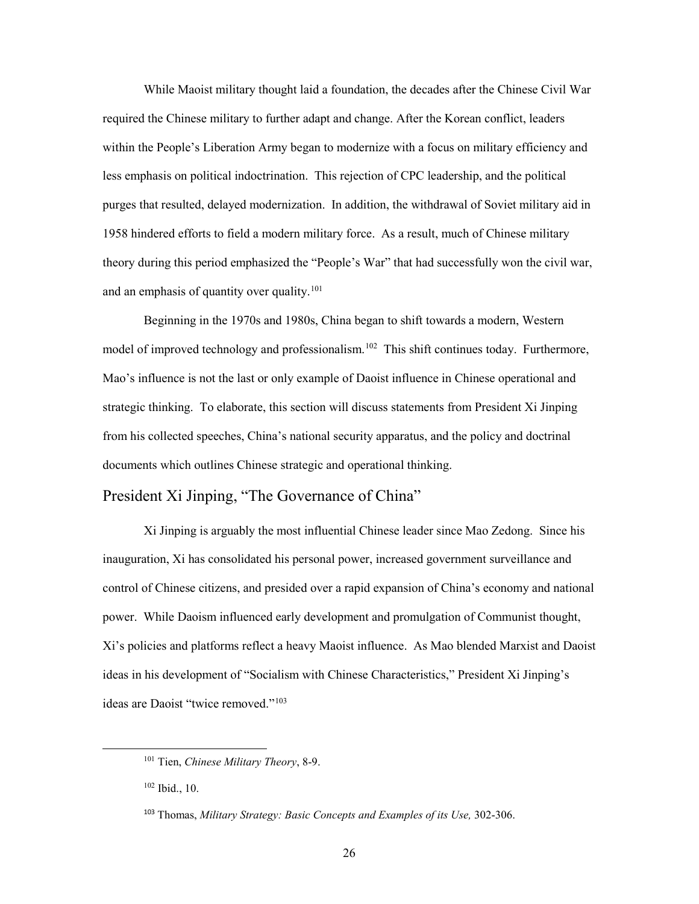While Maoist military thought laid a foundation, the decades after the Chinese Civil War required the Chinese military to further adapt and change. After the Korean conflict, leaders within the People's Liberation Army began to modernize with a focus on military efficiency and less emphasis on political indoctrination. This rejection of CPC leadership, and the political purges that resulted, delayed modernization. In addition, the withdrawal of Soviet military aid in 1958 hindered efforts to field a modern military force. As a result, much of Chinese military theory during this period emphasized the "People's War" that had successfully won the civil war, and an emphasis of quantity over quality.[101]

Beginning in the 1970s and 1980s, China began to shift towards a modern, Western model of improved technology and professionalism.[102] This shift continues today. Furthermore, Mao's influence is not the last or only example of Daoist influence in Chinese operational and strategic thinking. To elaborate, this section will discuss statements from President Xi Jinping from his collected speeches, China's national security apparatus, and the policy and doctrinal documents which outlines Chinese strategic and operational thinking.

## President Xi Jinping, "The Governance of China"

Xi Jinping is arguably the most influential Chinese leader since Mao Zedong. Since his inauguration, Xi has consolidated his personal power, increased government surveillance and control of Chinese citizens, and presided over a rapid expansion of China's economy and national power. While Daoism influenced early development and promulgation of Communist thought, Xi's policies and platforms reflect a heavy Maoist influence. As Mao blended Marxist and Daoist ideas in his development of "Socialism with Chinese Characteristics," President Xi Jinping's ideas are Daoist "twice removed."[103]

---

[101] Tien, *Chinese Military Theory*, 8-9.

[102] Ibid., 10.

[103] Thomas, *Military Strategy: Basic Concepts and Examples of its Use,* 302-306.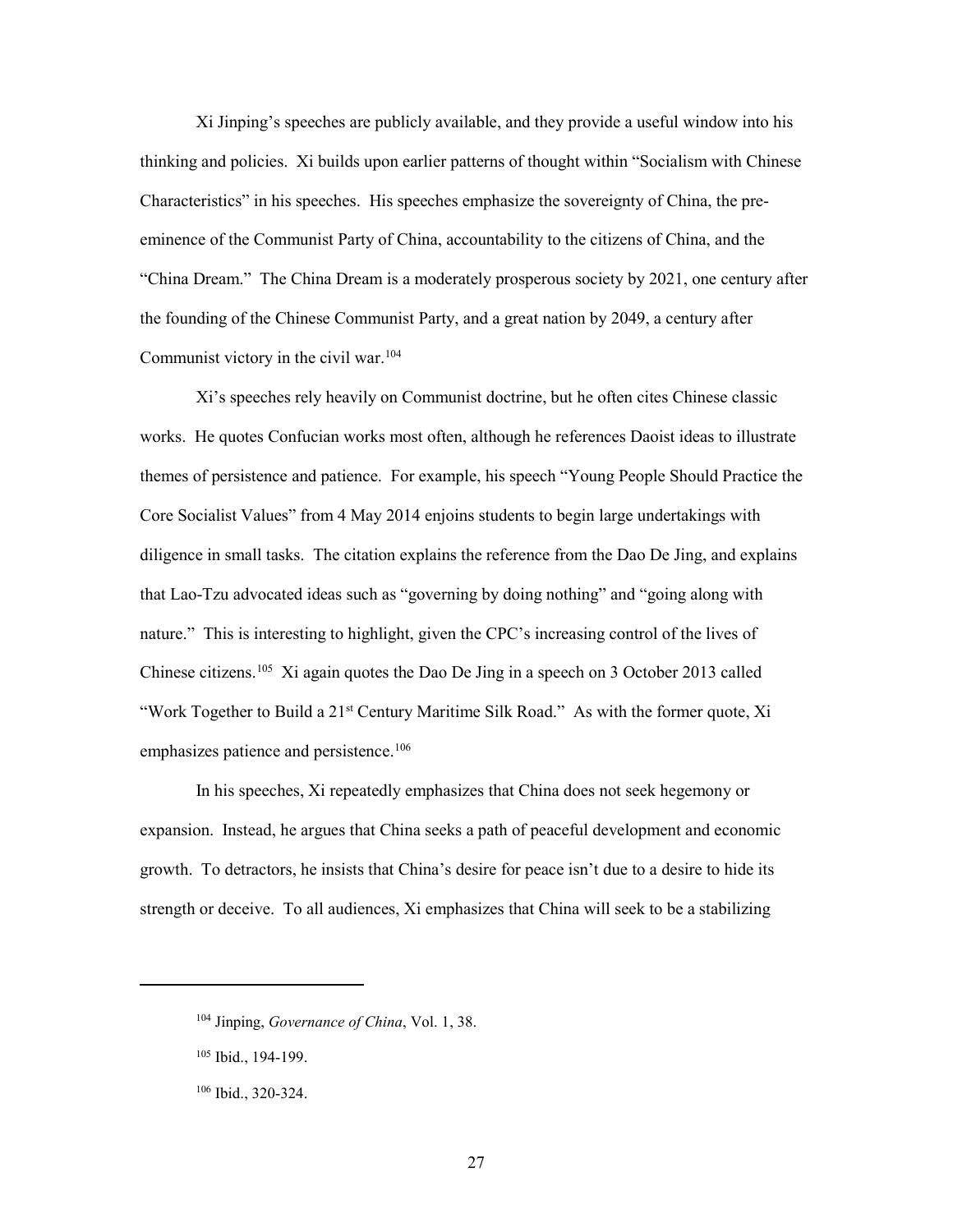Xi Jinping's speeches are publicly available, and they provide a useful window into his thinking and policies. Xi builds upon earlier patterns of thought within "Socialism with Chinese Characteristics" in his speeches. His speeches emphasize the sovereignty of China, the pre-eminence of the Communist Party of China, accountability to the citizens of China, and the "China Dream." The China Dream is a moderately prosperous society by 2021, one century after the founding of the Chinese Communist Party, and a great nation by 2049, a century after Communist victory in the civil war.[104]

Xi's speeches rely heavily on Communist doctrine, but he often cites Chinese classic works. He quotes Confucian works most often, although he references Daoist ideas to illustrate themes of persistence and patience. For example, his speech "Young People Should Practice the Core Socialist Values" from 4 May 2014 enjoins students to begin large undertakings with diligence in small tasks. The citation explains the reference from the Dao De Jing, and explains that Lao-Tzu advocated ideas such as "governing by doing nothing" and "going along with nature." This is interesting to highlight, given the CPC's increasing control of the lives of Chinese citizens.[105] Xi again quotes the Dao De Jing in a speech on 3 October 2013 called "Work Together to Build a 21st Century Maritime Silk Road." As with the former quote, Xi emphasizes patience and persistence.[106]

In his speeches, Xi repeatedly emphasizes that China does not seek hegemony or expansion. Instead, he argues that China seeks a path of peaceful development and economic growth. To detractors, he insists that China's desire for peace isn't due to a desire to hide its strength or deceive. To all audiences, Xi emphasizes that China will seek to be a stabilizing

---

[104] Jinping, *Governance of China*, Vol. 1, 38.

[105] Ibid., 194-199.

[106] Ibid., 320-324.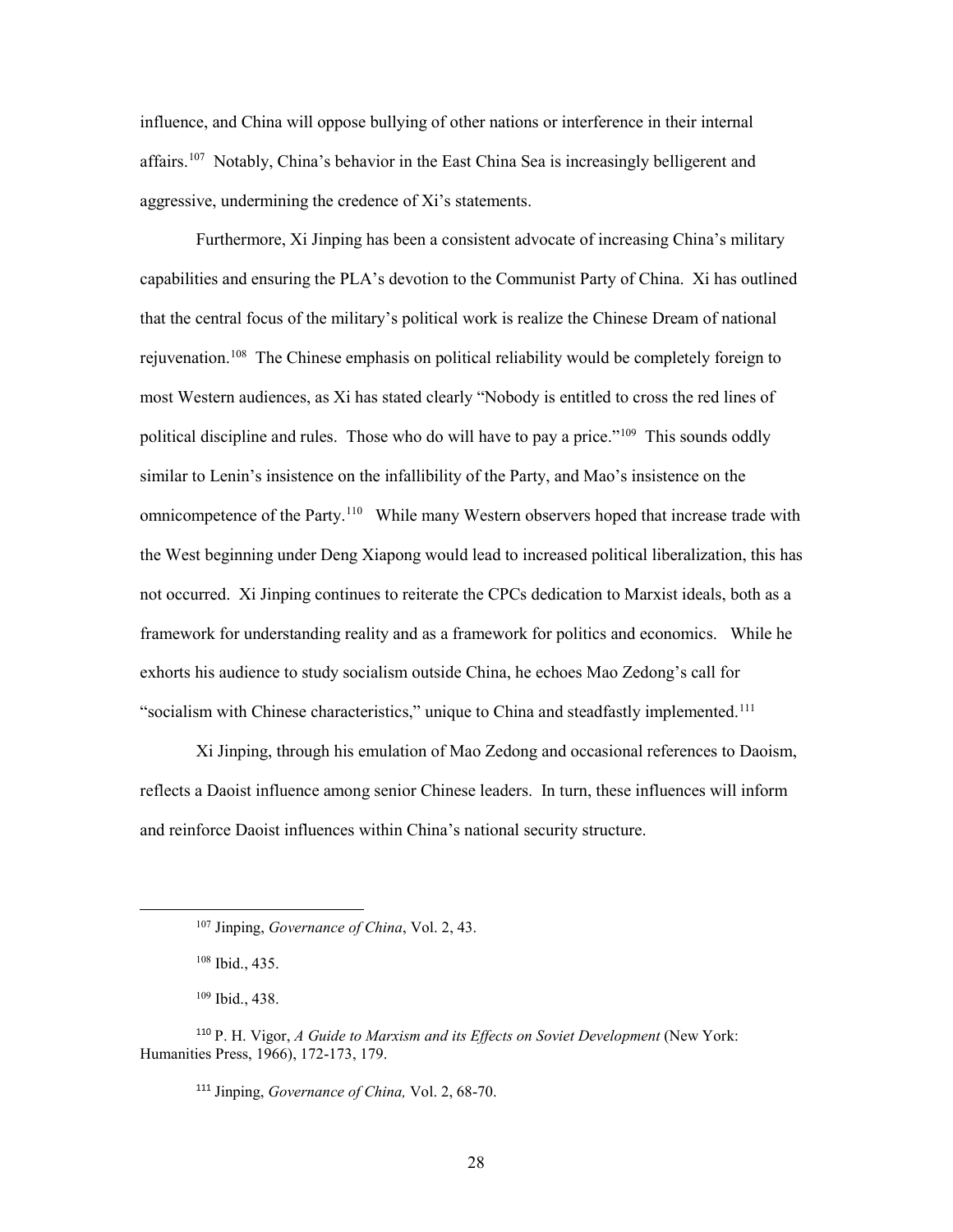influence, and China will oppose bullying of other nations or interference in their internal affairs.[107] Notably, China's behavior in the East China Sea is increasingly belligerent and aggressive, undermining the credence of Xi's statements.

Furthermore, Xi Jinping has been a consistent advocate of increasing China's military capabilities and ensuring the PLA's devotion to the Communist Party of China. Xi has outlined that the central focus of the military's political work is realize the Chinese Dream of national rejuvenation.[108] The Chinese emphasis on political reliability would be completely foreign to most Western audiences, as Xi has stated clearly "Nobody is entitled to cross the red lines of political discipline and rules. Those who do will have to pay a price."[109] This sounds oddly similar to Lenin's insistence on the infallibility of the Party, and Mao's insistence on the omnicompetence of the Party.[110] While many Western observers hoped that increase trade with the West beginning under Deng Xiapong would lead to increased political liberalization, this has not occurred. Xi Jinping continues to reiterate the CPCs dedication to Marxist ideals, both as a framework for understanding reality and as a framework for politics and economics. While he exhorts his audience to study socialism outside China, he echoes Mao Zedong's call for "socialism with Chinese characteristics," unique to China and steadfastly implemented.[111]

Xi Jinping, through his emulation of Mao Zedong and occasional references to Daoism, reflects a Daoist influence among senior Chinese leaders. In turn, these influences will inform and reinforce Daoist influences within China's national security structure.

---

[107] Jinping, *Governance of China*, Vol. 2, 43.

[108] Ibid., 435.

[109] Ibid., 438.

[110] P. H. Vigor, *A Guide to Marxism and its Effects on Soviet Development* (New York: Humanities Press, 1966), 172-173, 179.

[111] Jinping, *Governance of China,* Vol. 2, 68-70.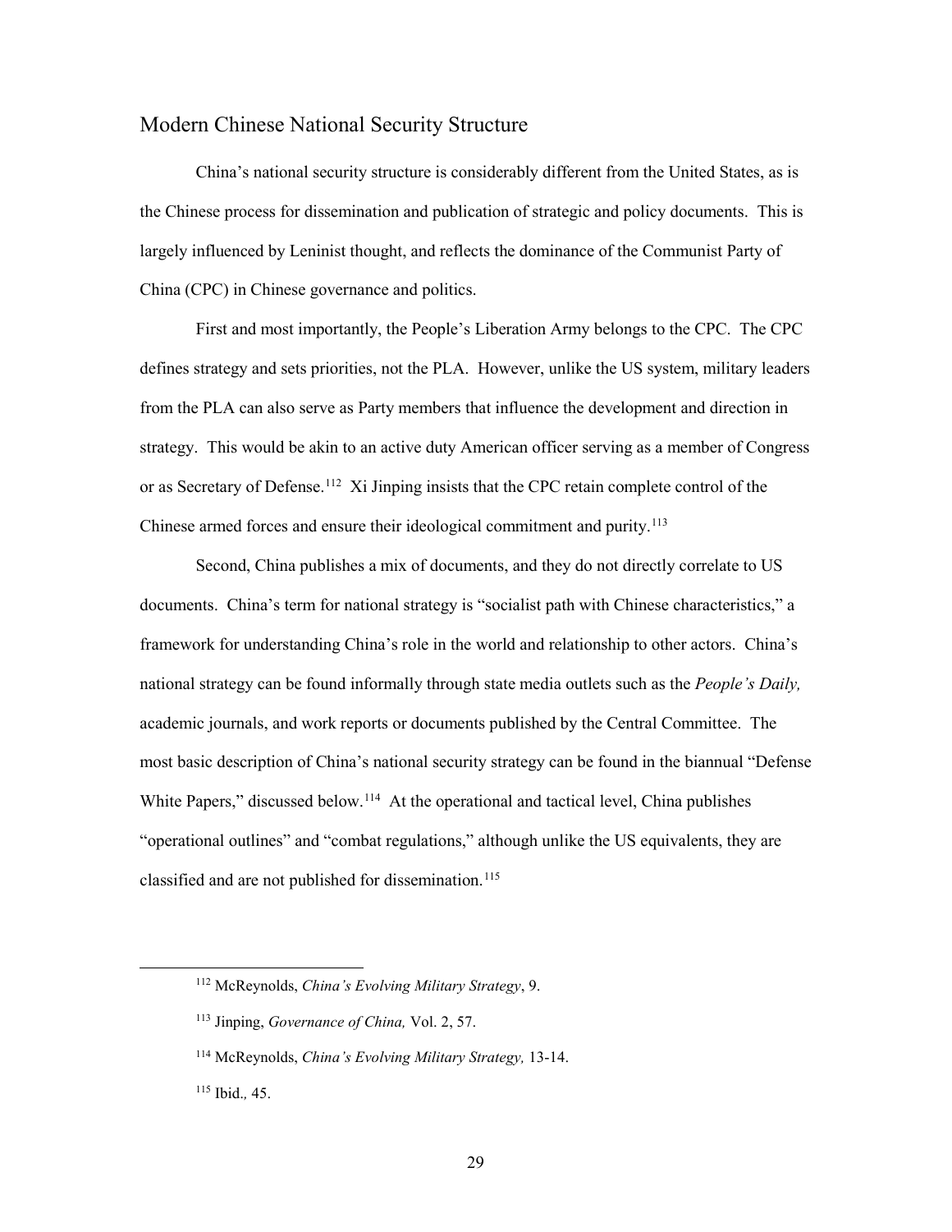## Modern Chinese National Security Structure

China's national security structure is considerably different from the United States, as is the Chinese process for dissemination and publication of strategic and policy documents. This is largely influenced by Leninist thought, and reflects the dominance of the Communist Party of China (CPC) in Chinese governance and politics.

First and most importantly, the People's Liberation Army belongs to the CPC. The CPC defines strategy and sets priorities, not the PLA. However, unlike the US system, military leaders from the PLA can also serve as Party members that influence the development and direction in strategy. This would be akin to an active duty American officer serving as a member of Congress or as Secretary of Defense.[112] Xi Jinping insists that the CPC retain complete control of the Chinese armed forces and ensure their ideological commitment and purity.[113]

Second, China publishes a mix of documents, and they do not directly correlate to US documents. China's term for national strategy is "socialist path with Chinese characteristics," a framework for understanding China's role in the world and relationship to other actors. China's national strategy can be found informally through state media outlets such as the *People's Daily,* academic journals, and work reports or documents published by the Central Committee. The most basic description of China's national security strategy can be found in the biannual "Defense White Papers," discussed below.[114] At the operational and tactical level, China publishes "operational outlines" and "combat regulations," although unlike the US equivalents, they are classified and are not published for dissemination.[115]

---

[112] McReynolds, *China's Evolving Military Strategy*, 9.

[113] Jinping, *Governance of China,* Vol. 2, 57.

[114] McReynolds, *China's Evolving Military Strategy,* 13-14.

[115] Ibid.*,* 45.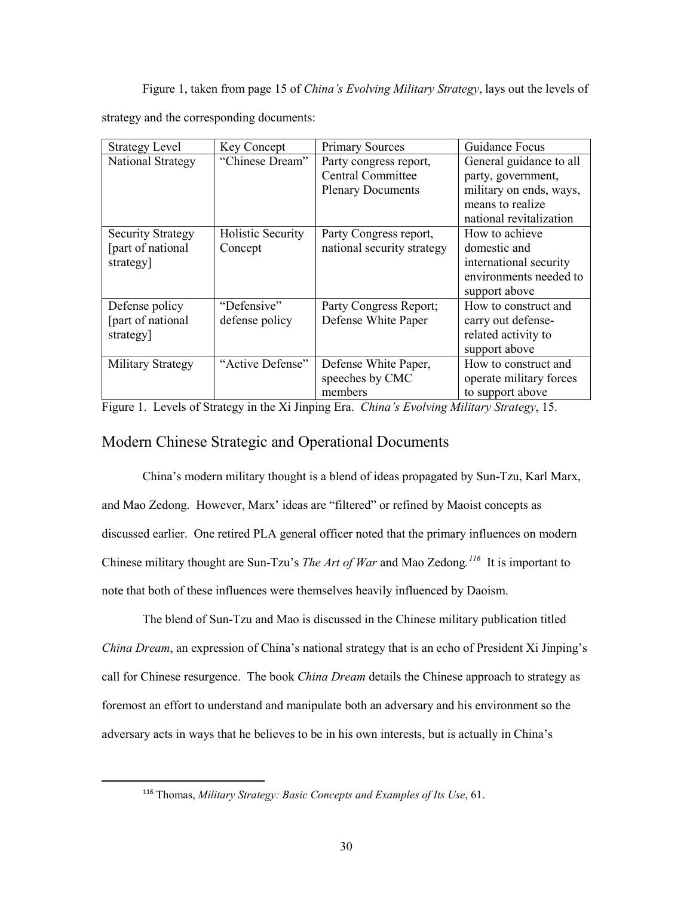Figure 1, taken from page 15 of *China's Evolving Military Strategy*, lays out the levels of strategy and the corresponding documents:

| Strategy Level | Key Concept | Primary Sources | Guidance Focus |
| --- | --- | --- | --- |
| National Strategy | "Chinese Dream" | Party congress report, Central Committee Plenary Documents | General guidance to all party, government, military on ends, ways, means to realize national revitalization |
| Security Strategy [part of national strategy] | Holistic Security Concept | Party Congress report, national security strategy | How to achieve domestic and international security environments needed to support above |
| Defense policy [part of national strategy] | "Defensive" defense policy | Party Congress Report; Defense White Paper | How to construct and carry out defense-related activity to support above |
| Military Strategy | "Active Defense" | Defense White Paper, speeches by CMC members | How to construct and operate military forces to support above |

Figure 1. Levels of Strategy in the Xi Jinping Era. *China's Evolving Military Strategy*, 15.

## Modern Chinese Strategic and Operational Documents

China's modern military thought is a blend of ideas propagated by Sun-Tzu, Karl Marx, and Mao Zedong. However, Marx' ideas are "filtered" or refined by Maoist concepts as discussed earlier. One retired PLA general officer noted that the primary influences on modern Chinese military thought are Sun-Tzu's *The Art of War* and Mao Zedong.[116] It is important to note that both of these influences were themselves heavily influenced by Daoism.

The blend of Sun-Tzu and Mao is discussed in the Chinese military publication titled *China Dream*, an expression of China's national strategy that is an echo of President Xi Jinping's call for Chinese resurgence. The book *China Dream* details the Chinese approach to strategy as foremost an effort to understand and manipulate both an adversary and his environment so the adversary acts in ways that he believes to be in his own interests, but is actually in China's

[116] Thomas, *Military Strategy: Basic Concepts and Examples of Its Use*, 61.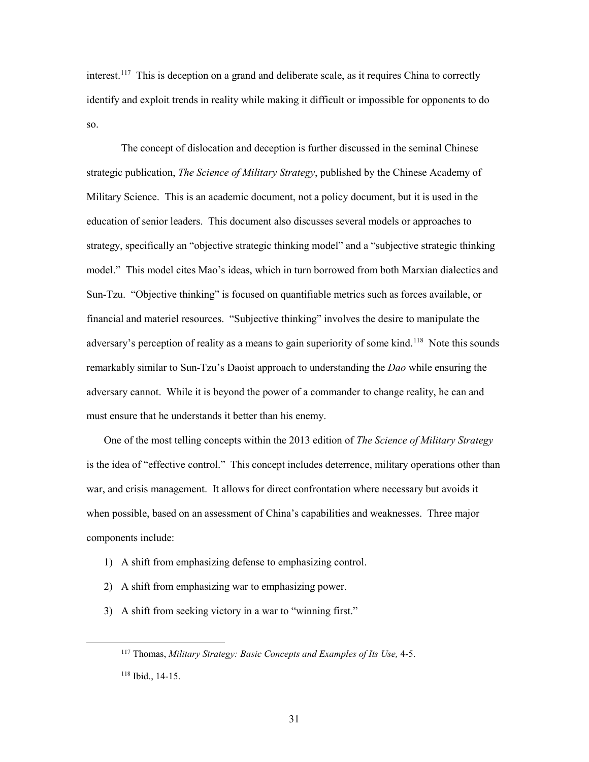interest.[117] This is deception on a grand and deliberate scale, as it requires China to correctly identify and exploit trends in reality while making it difficult or impossible for opponents to do so.

The concept of dislocation and deception is further discussed in the seminal Chinese strategic publication, *The Science of Military Strategy*, published by the Chinese Academy of Military Science. This is an academic document, not a policy document, but it is used in the education of senior leaders. This document also discusses several models or approaches to strategy, specifically an "objective strategic thinking model" and a "subjective strategic thinking model." This model cites Mao's ideas, which in turn borrowed from both Marxian dialectics and Sun-Tzu. "Objective thinking" is focused on quantifiable metrics such as forces available, or financial and materiel resources. "Subjective thinking" involves the desire to manipulate the adversary's perception of reality as a means to gain superiority of some kind.[118] Note this sounds remarkably similar to Sun-Tzu's Daoist approach to understanding the *Dao* while ensuring the adversary cannot. While it is beyond the power of a commander to change reality, he can and must ensure that he understands it better than his enemy.

One of the most telling concepts within the 2013 edition of *The Science of Military Strategy* is the idea of "effective control." This concept includes deterrence, military operations other than war, and crisis management. It allows for direct confrontation where necessary but avoids it when possible, based on an assessment of China's capabilities and weaknesses. Three major components include:

1) A shift from emphasizing defense to emphasizing control.
2) A shift from emphasizing war to emphasizing power.
3) A shift from seeking victory in a war to "winning first."

---

[117] Thomas, *Military Strategy: Basic Concepts and Examples of Its Use,* 4-5.

[118] Ibid., 14-15.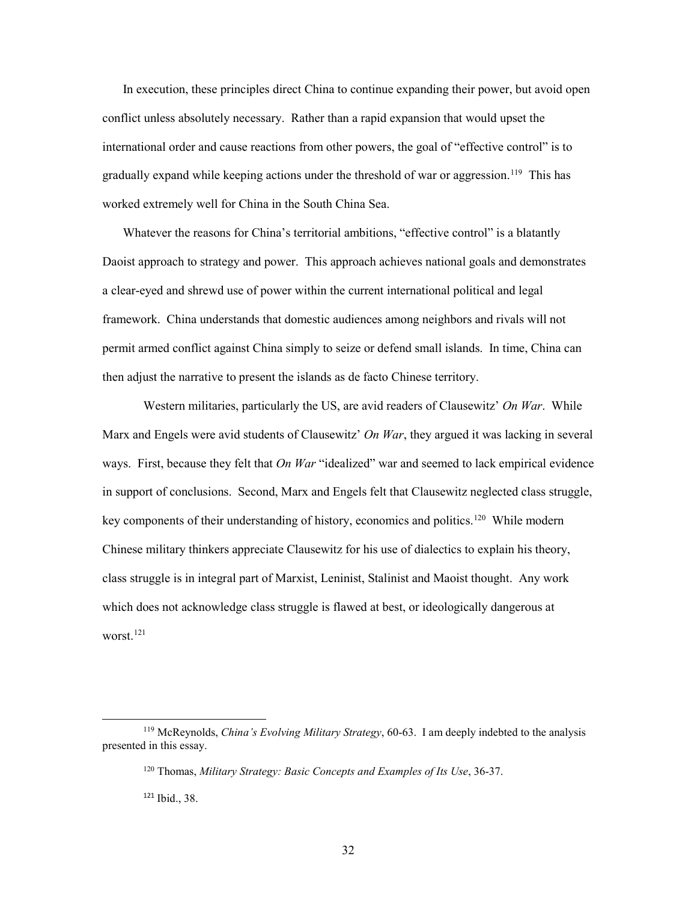In execution, these principles direct China to continue expanding their power, but avoid open conflict unless absolutely necessary. Rather than a rapid expansion that would upset the international order and cause reactions from other powers, the goal of "effective control" is to gradually expand while keeping actions under the threshold of war or aggression.[119] This has worked extremely well for China in the South China Sea.

Whatever the reasons for China's territorial ambitions, "effective control" is a blatantly Daoist approach to strategy and power. This approach achieves national goals and demonstrates a clear-eyed and shrewd use of power within the current international political and legal framework. China understands that domestic audiences among neighbors and rivals will not permit armed conflict against China simply to seize or defend small islands. In time, China can then adjust the narrative to present the islands as de facto Chinese territory.

Western militaries, particularly the US, are avid readers of Clausewitz' *On War*. While Marx and Engels were avid students of Clausewitz' *On War*, they argued it was lacking in several ways. First, because they felt that *On War* "idealized" war and seemed to lack empirical evidence in support of conclusions. Second, Marx and Engels felt that Clausewitz neglected class struggle, key components of their understanding of history, economics and politics.[120] While modern Chinese military thinkers appreciate Clausewitz for his use of dialectics to explain his theory, class struggle is in integral part of Marxist, Leninist, Stalinist and Maoist thought. Any work which does not acknowledge class struggle is flawed at best, or ideologically dangerous at worst.[121]

---

[119] McReynolds, *China's Evolving Military Strategy*, 60-63. I am deeply indebted to the analysis presented in this essay.

[120] Thomas, *Military Strategy: Basic Concepts and Examples of Its Use*, 36-37.

[121] Ibid., 38.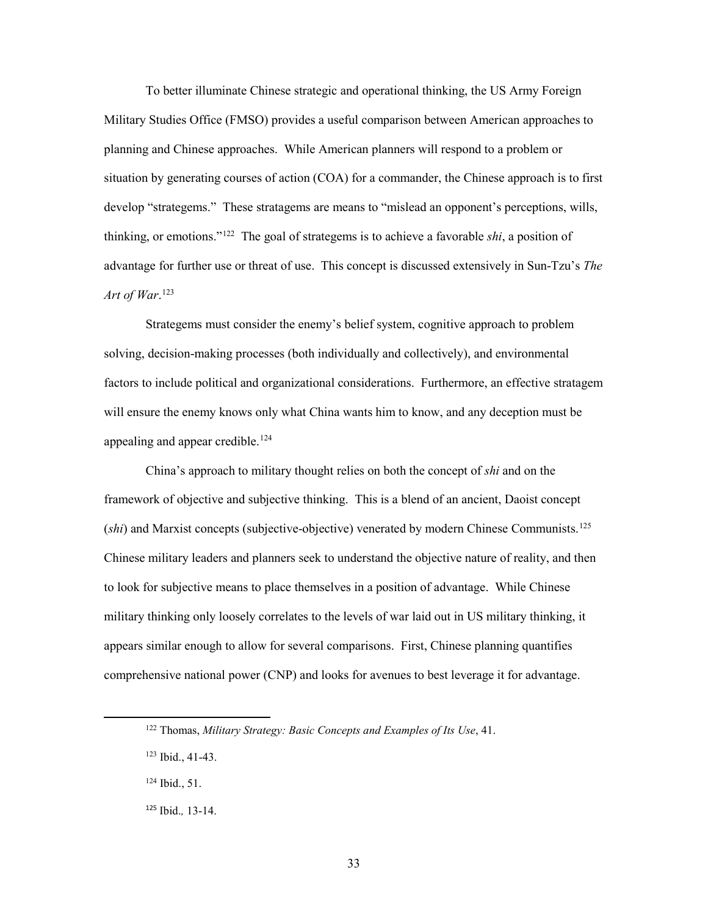To better illuminate Chinese strategic and operational thinking, the US Army Foreign Military Studies Office (FMSO) provides a useful comparison between American approaches to planning and Chinese approaches. While American planners will respond to a problem or situation by generating courses of action (COA) for a commander, the Chinese approach is to first develop "strategems." These stratagems are means to "mislead an opponent's perceptions, wills, thinking, or emotions."[122] The goal of strategems is to achieve a favorable *shi*, a position of advantage for further use or threat of use. This concept is discussed extensively in Sun-Tzu's *The Art of War*.[123]

Strategems must consider the enemy's belief system, cognitive approach to problem solving, decision-making processes (both individually and collectively), and environmental factors to include political and organizational considerations. Furthermore, an effective stratagem will ensure the enemy knows only what China wants him to know, and any deception must be appealing and appear credible.[124]

China's approach to military thought relies on both the concept of *shi* and on the framework of objective and subjective thinking. This is a blend of an ancient, Daoist concept (*shi*) and Marxist concepts (subjective-objective) venerated by modern Chinese Communists.[125] Chinese military leaders and planners seek to understand the objective nature of reality, and then to look for subjective means to place themselves in a position of advantage. While Chinese military thinking only loosely correlates to the levels of war laid out in US military thinking, it appears similar enough to allow for several comparisons. First, Chinese planning quantifies comprehensive national power (CNP) and looks for avenues to best leverage it for advantage.

[122] Thomas, *Military Strategy: Basic Concepts and Examples of Its Use*, 41.

[123] Ibid., 41-43.

[124] Ibid., 51.

[125] Ibid., 13-14.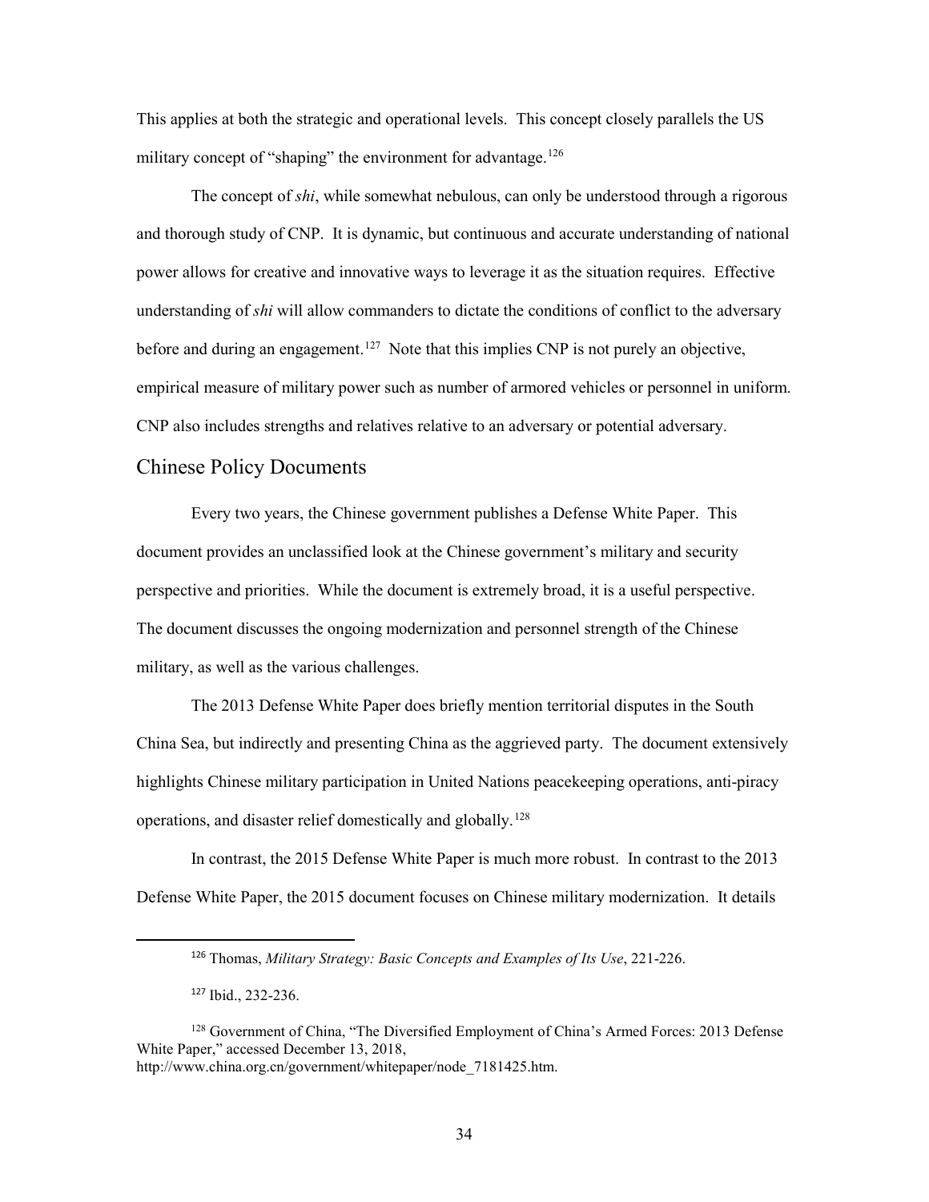This applies at both the strategic and operational levels. This concept closely parallels the US military concept of "shaping" the environment for advantage.[126]

The concept of *shi*, while somewhat nebulous, can only be understood through a rigorous and thorough study of CNP. It is dynamic, but continuous and accurate understanding of national power allows for creative and innovative ways to leverage it as the situation requires. Effective understanding of *shi* will allow commanders to dictate the conditions of conflict to the adversary before and during an engagement.[127] Note that this implies CNP is not purely an objective, empirical measure of military power such as number of armored vehicles or personnel in uniform. CNP also includes strengths and relatives relative to an adversary or potential adversary.

## Chinese Policy Documents

Every two years, the Chinese government publishes a Defense White Paper. This document provides an unclassified look at the Chinese government's military and security perspective and priorities. While the document is extremely broad, it is a useful perspective. The document discusses the ongoing modernization and personnel strength of the Chinese military, as well as the various challenges.

The 2013 Defense White Paper does briefly mention territorial disputes in the South China Sea, but indirectly and presenting China as the aggrieved party. The document extensively highlights Chinese military participation in United Nations peacekeeping operations, anti-piracy operations, and disaster relief domestically and globally.[128]

In contrast, the 2015 Defense White Paper is much more robust. In contrast to the 2013 Defense White Paper, the 2015 document focuses on Chinese military modernization. It details

---

[126] Thomas, *Military Strategy: Basic Concepts and Examples of Its Use*, 221-226.

[127] Ibid., 232-236.

[128] Government of China, "The Diversified Employment of China's Armed Forces: 2013 Defense White Paper," accessed December 13, 2018, http://www.china.org.cn/government/whitepaper/node_7181425.htm.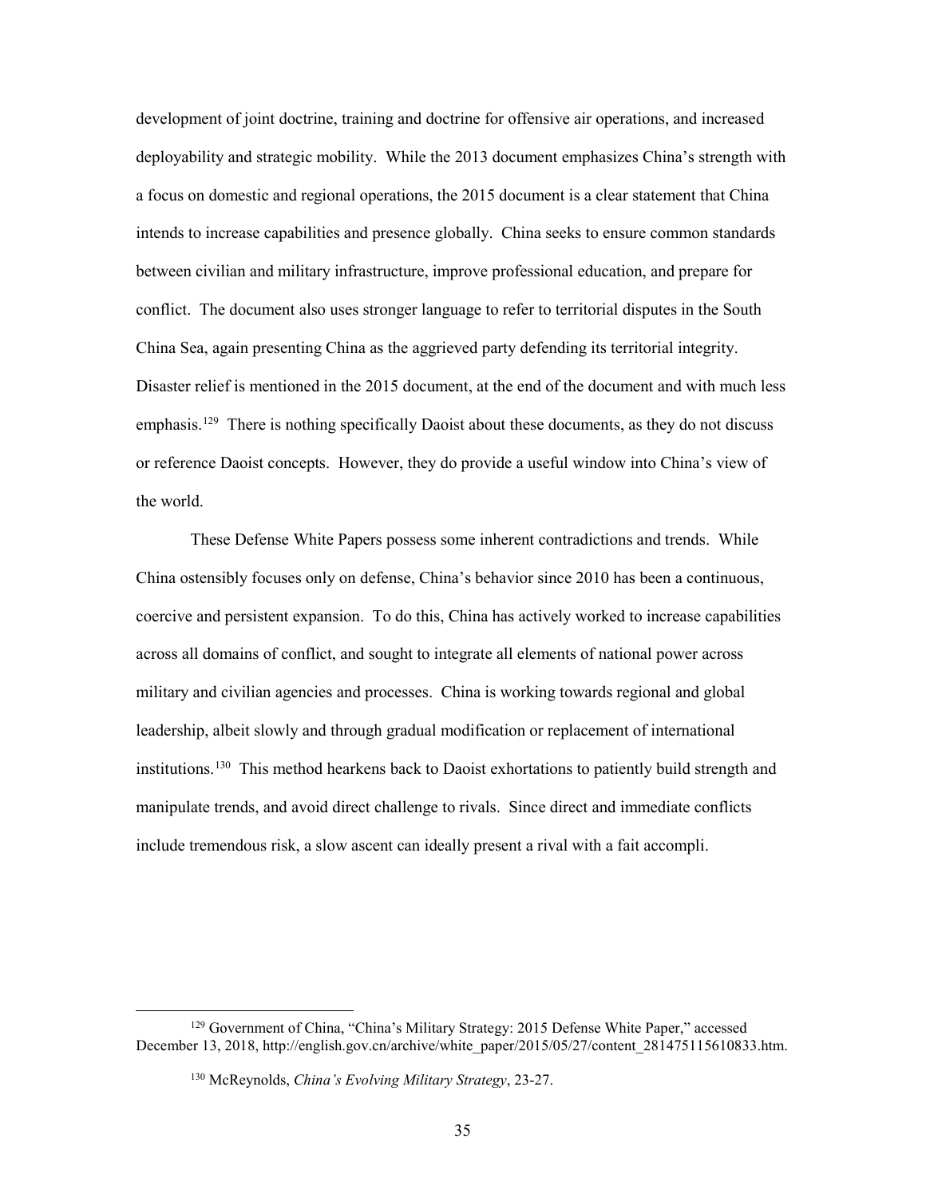development of joint doctrine, training and doctrine for offensive air operations, and increased deployability and strategic mobility. While the 2013 document emphasizes China's strength with a focus on domestic and regional operations, the 2015 document is a clear statement that China intends to increase capabilities and presence globally. China seeks to ensure common standards between civilian and military infrastructure, improve professional education, and prepare for conflict. The document also uses stronger language to refer to territorial disputes in the South China Sea, again presenting China as the aggrieved party defending its territorial integrity. Disaster relief is mentioned in the 2015 document, at the end of the document and with much less emphasis.[129] There is nothing specifically Daoist about these documents, as they do not discuss or reference Daoist concepts. However, they do provide a useful window into China's view of the world.

These Defense White Papers possess some inherent contradictions and trends. While China ostensibly focuses only on defense, China's behavior since 2010 has been a continuous, coercive and persistent expansion. To do this, China has actively worked to increase capabilities across all domains of conflict, and sought to integrate all elements of national power across military and civilian agencies and processes. China is working towards regional and global leadership, albeit slowly and through gradual modification or replacement of international institutions.[130] This method hearkens back to Daoist exhortations to patiently build strength and manipulate trends, and avoid direct challenge to rivals. Since direct and immediate conflicts include tremendous risk, a slow ascent can ideally present a rival with a fait accompli.

---

[129] Government of China, "China's Military Strategy: 2015 Defense White Paper," accessed December 13, 2018, http://english.gov.cn/archive/white_paper/2015/05/27/content_281475115610833.htm.

[130] McReynolds, *China's Evolving Military Strategy*, 23-27.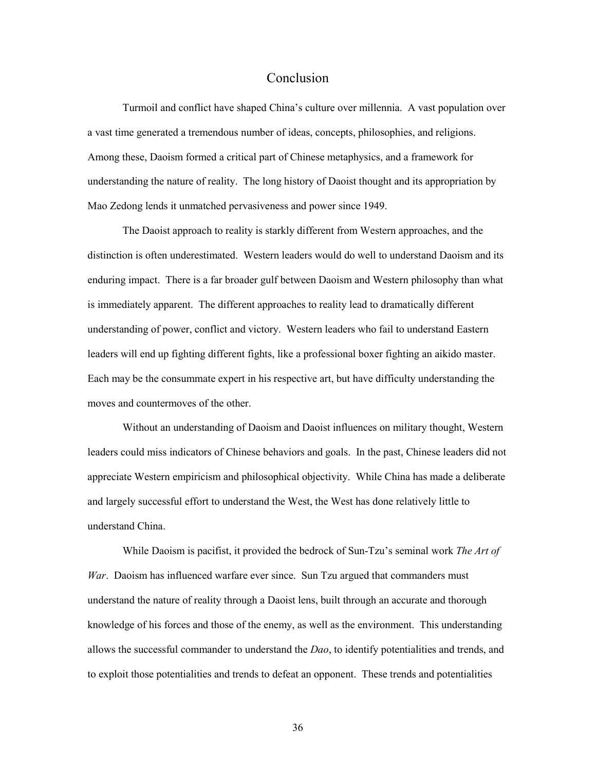# Conclusion

Turmoil and conflict have shaped China's culture over millennia. A vast population over a vast time generated a tremendous number of ideas, concepts, philosophies, and religions. Among these, Daoism formed a critical part of Chinese metaphysics, and a framework for understanding the nature of reality. The long history of Daoist thought and its appropriation by Mao Zedong lends it unmatched pervasiveness and power since 1949.

The Daoist approach to reality is starkly different from Western approaches, and the distinction is often underestimated. Western leaders would do well to understand Daoism and its enduring impact. There is a far broader gulf between Daoism and Western philosophy than what is immediately apparent. The different approaches to reality lead to dramatically different understanding of power, conflict and victory. Western leaders who fail to understand Eastern leaders will end up fighting different fights, like a professional boxer fighting an aikido master. Each may be the consummate expert in his respective art, but have difficulty understanding the moves and countermoves of the other.

Without an understanding of Daoism and Daoist influences on military thought, Western leaders could miss indicators of Chinese behaviors and goals. In the past, Chinese leaders did not appreciate Western empiricism and philosophical objectivity. While China has made a deliberate and largely successful effort to understand the West, the West has done relatively little to understand China.

While Daoism is pacifist, it provided the bedrock of Sun-Tzu's seminal work *The Art of War*. Daoism has influenced warfare ever since. Sun Tzu argued that commanders must understand the nature of reality through a Daoist lens, built through an accurate and thorough knowledge of his forces and those of the enemy, as well as the environment. This understanding allows the successful commander to understand the *Dao*, to identify potentialities and trends, and to exploit those potentialities and trends to defeat an opponent. These trends and potentialities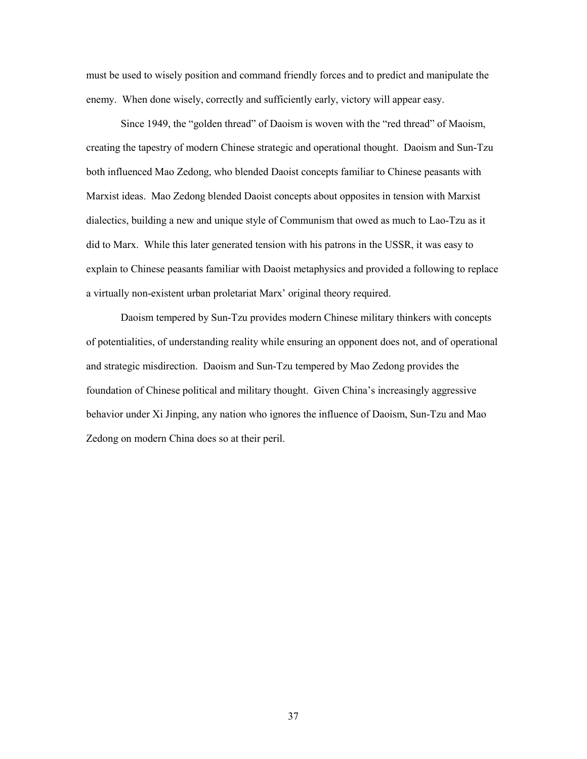must be used to wisely position and command friendly forces and to predict and manipulate the enemy. When done wisely, correctly and sufficiently early, victory will appear easy.

Since 1949, the "golden thread" of Daoism is woven with the "red thread" of Maoism, creating the tapestry of modern Chinese strategic and operational thought. Daoism and Sun-Tzu both influenced Mao Zedong, who blended Daoist concepts familiar to Chinese peasants with Marxist ideas. Mao Zedong blended Daoist concepts about opposites in tension with Marxist dialectics, building a new and unique style of Communism that owed as much to Lao-Tzu as it did to Marx. While this later generated tension with his patrons in the USSR, it was easy to explain to Chinese peasants familiar with Daoist metaphysics and provided a following to replace a virtually non-existent urban proletariat Marx' original theory required.

Daoism tempered by Sun-Tzu provides modern Chinese military thinkers with concepts of potentialities, of understanding reality while ensuring an opponent does not, and of operational and strategic misdirection. Daoism and Sun-Tzu tempered by Mao Zedong provides the foundation of Chinese political and military thought. Given China's increasingly aggressive behavior under Xi Jinping, any nation who ignores the influence of Daoism, Sun-Tzu and Mao Zedong on modern China does so at their peril.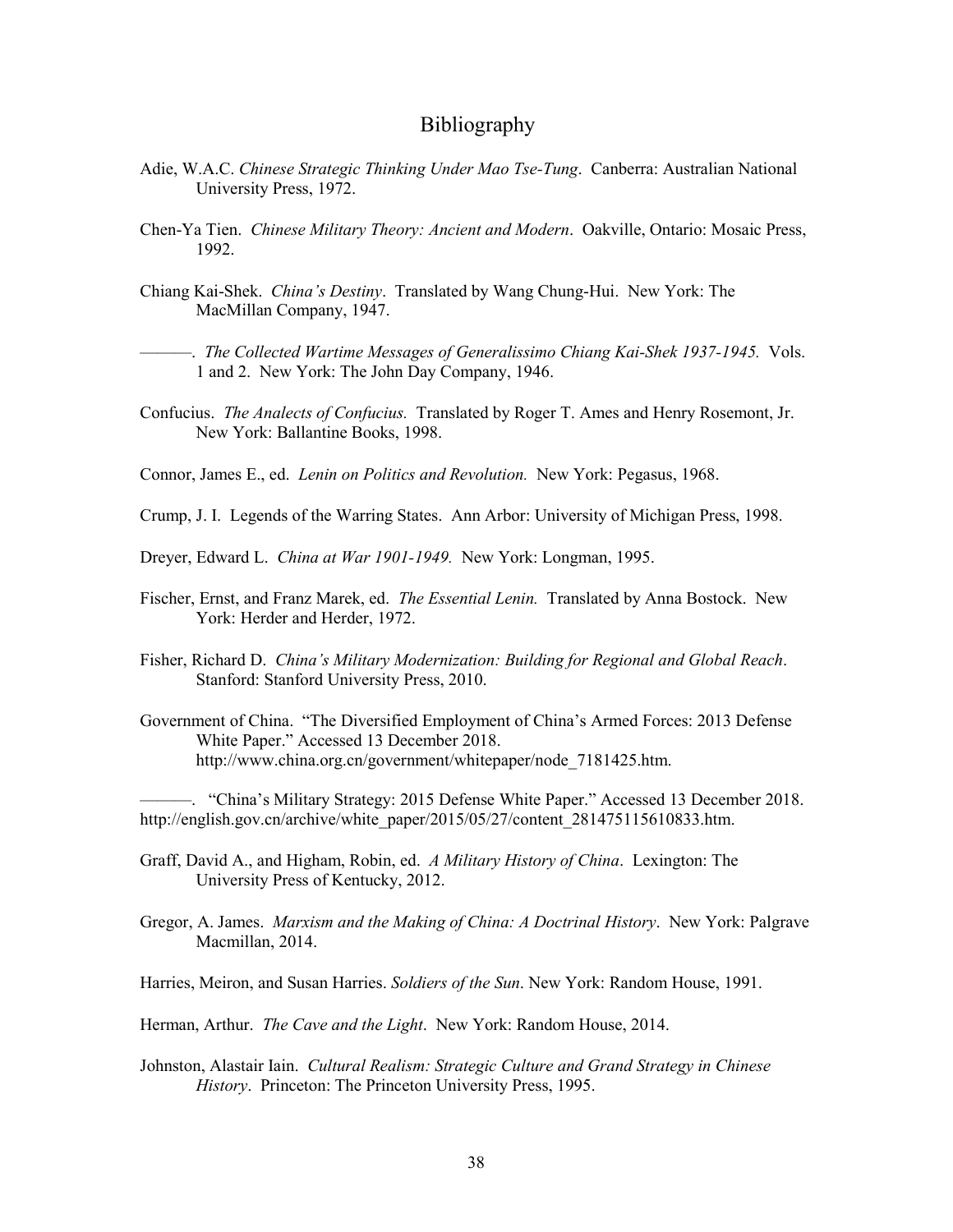# Bibliography

Adie, W.A.C. *Chinese Strategic Thinking Under Mao Tse-Tung*. Canberra: Australian National University Press, 1972.

Chen-Ya Tien. *Chinese Military Theory: Ancient and Modern*. Oakville, Ontario: Mosaic Press, 1992.

Chiang Kai-Shek. *China's Destiny*. Translated by Wang Chung-Hui. New York: The MacMillan Company, 1947.

———. *The Collected Wartime Messages of Generalissimo Chiang Kai-Shek 1937-1945.* Vols. 1 and 2. New York: The John Day Company, 1946.

Confucius. *The Analects of Confucius.* Translated by Roger T. Ames and Henry Rosemont, Jr. New York: Ballantine Books, 1998.

Connor, James E., ed. *Lenin on Politics and Revolution.* New York: Pegasus, 1968.

Crump, J. I. Legends of the Warring States. Ann Arbor: University of Michigan Press, 1998.

Dreyer, Edward L. *China at War 1901-1949.* New York: Longman, 1995.

Fischer, Ernst, and Franz Marek, ed. *The Essential Lenin.* Translated by Anna Bostock. New York: Herder and Herder, 1972.

Fisher, Richard D. *China's Military Modernization: Building for Regional and Global Reach*. Stanford: Stanford University Press, 2010.

Government of China. "The Diversified Employment of China's Armed Forces: 2013 Defense White Paper." Accessed 13 December 2018. http://www.china.org.cn/government/whitepaper/node_7181425.htm.

———. "China's Military Strategy: 2015 Defense White Paper." Accessed 13 December 2018. http://english.gov.cn/archive/white_paper/2015/05/27/content_281475115610833.htm.

Graff, David A., and Higham, Robin, ed. *A Military History of China*. Lexington: The University Press of Kentucky, 2012.

Gregor, A. James. *Marxism and the Making of China: A Doctrinal History*. New York: Palgrave Macmillan, 2014.

Harries, Meiron, and Susan Harries. *Soldiers of the Sun*. New York: Random House, 1991.

Herman, Arthur. *The Cave and the Light*. New York: Random House, 2014.

Johnston, Alastair Iain. *Cultural Realism: Strategic Culture and Grand Strategy in Chinese History*. Princeton: The Princeton University Press, 1995.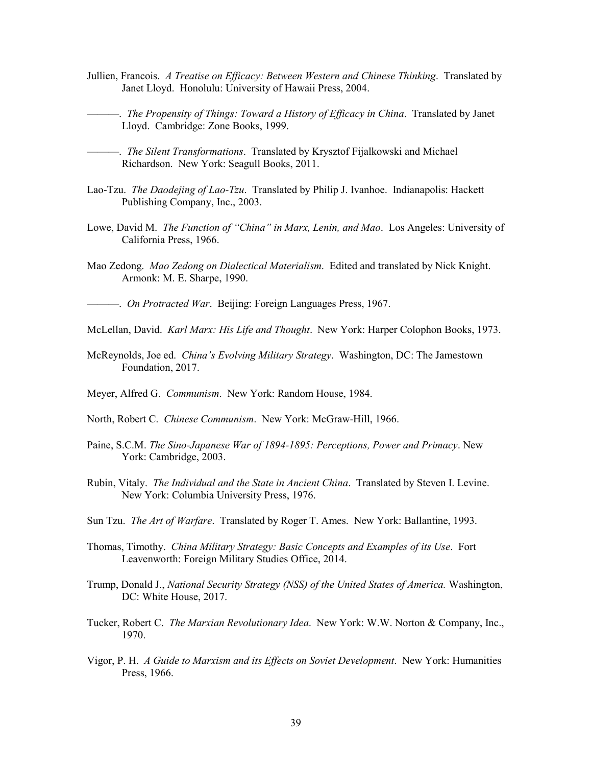Jullien, Francois. *A Treatise on Efficacy: Between Western and Chinese Thinking*. Translated by Janet Lloyd. Honolulu: University of Hawaii Press, 2004.

———. *The Propensity of Things: Toward a History of Efficacy in China*. Translated by Janet Lloyd. Cambridge: Zone Books, 1999.

———. *The Silent Transformations*. Translated by Krysztof Fijalkowski and Michael Richardson. New York: Seagull Books, 2011.

Lao-Tzu. *The Daodejing of Lao-Tzu*. Translated by Philip J. Ivanhoe. Indianapolis: Hackett Publishing Company, Inc., 2003.

Lowe, David M. *The Function of "China" in Marx, Lenin, and Mao*. Los Angeles: University of California Press, 1966.

Mao Zedong. *Mao Zedong on Dialectical Materialism*. Edited and translated by Nick Knight. Armonk: M. E. Sharpe, 1990.

———. *On Protracted War*. Beijing: Foreign Languages Press, 1967.

McLellan, David. *Karl Marx: His Life and Thought*. New York: Harper Colophon Books, 1973.

McReynolds, Joe ed. *China's Evolving Military Strategy*. Washington, DC: The Jamestown Foundation, 2017.

Meyer, Alfred G. *Communism*. New York: Random House, 1984.

North, Robert C. *Chinese Communism*. New York: McGraw-Hill, 1966.

Paine, S.C.M. *The Sino-Japanese War of 1894-1895: Perceptions, Power and Primacy*. New York: Cambridge, 2003.

Rubin, Vitaly. *The Individual and the State in Ancient China*. Translated by Steven I. Levine. New York: Columbia University Press, 1976.

Sun Tzu. *The Art of Warfare*. Translated by Roger T. Ames. New York: Ballantine, 1993.

Thomas, Timothy. *China Military Strategy: Basic Concepts and Examples of its Use*. Fort Leavenworth: Foreign Military Studies Office, 2014.

Trump, Donald J., *National Security Strategy (NSS) of the United States of America.* Washington, DC: White House, 2017.

Tucker, Robert C. *The Marxian Revolutionary Idea*. New York: W.W. Norton & Company, Inc., 1970.

Vigor, P. H. *A Guide to Marxism and its Effects on Soviet Development*. New York: Humanities Press, 1966.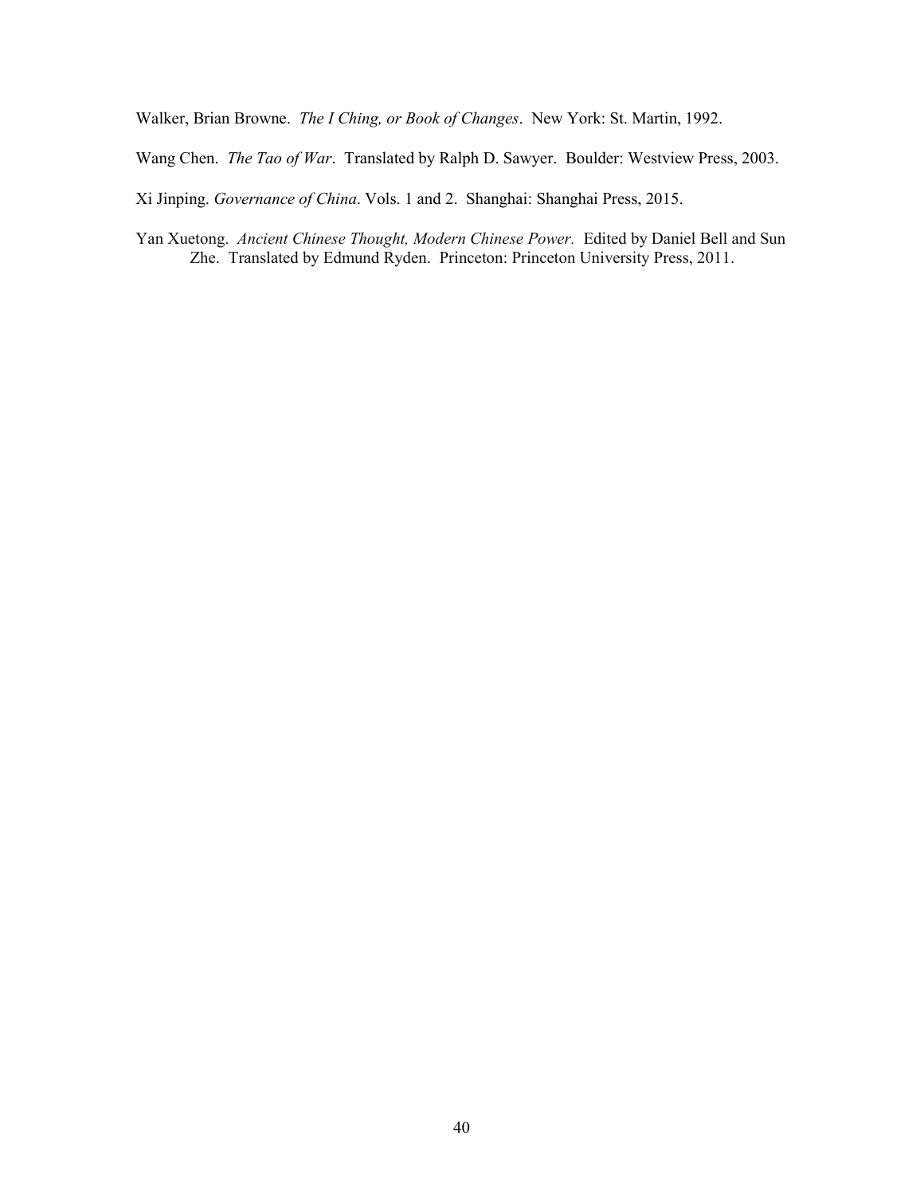Walker, Brian Browne. *The I Ching, or Book of Changes*. New York: St. Martin, 1992.

Wang Chen. *The Tao of War*. Translated by Ralph D. Sawyer. Boulder: Westview Press, 2003.

Xi Jinping. *Governance of China*. Vols. 1 and 2. Shanghai: Shanghai Press, 2015.

Yan Xuetong. *Ancient Chinese Thought, Modern Chinese Power.* Edited by Daniel Bell and Sun Zhe. Translated by Edmund Ryden. Princeton: Princeton University Press, 2011.